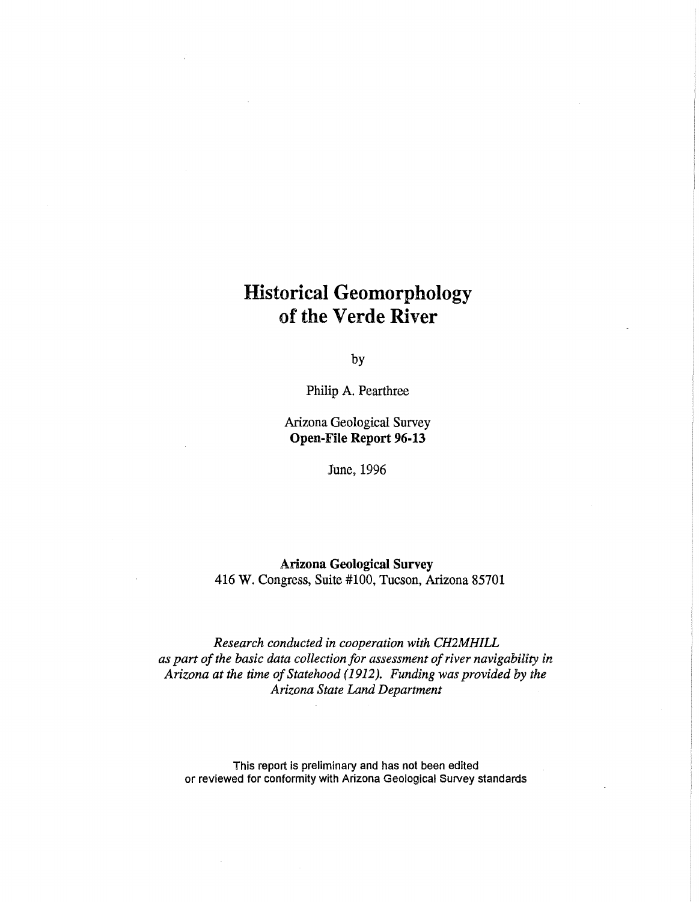# Historical Geomorphology of the Verde River

by

Philip A. Pearthree

Arizona Geological Survey
**Open-File Report 96-13**

June, 1996

**Arizona Geological Survey**
416 W. Congress, Suite #100, Tucson, Arizona 85701

*Research conducted in cooperation with CH2MHILL as part of the basic data collection for assessment of river navigability in Arizona at the time of Statehood (1912). Funding was provided by the Arizona State Land Department*

This report is preliminary and has not been edited or reviewed for conformity with Arizona Geological Survey standards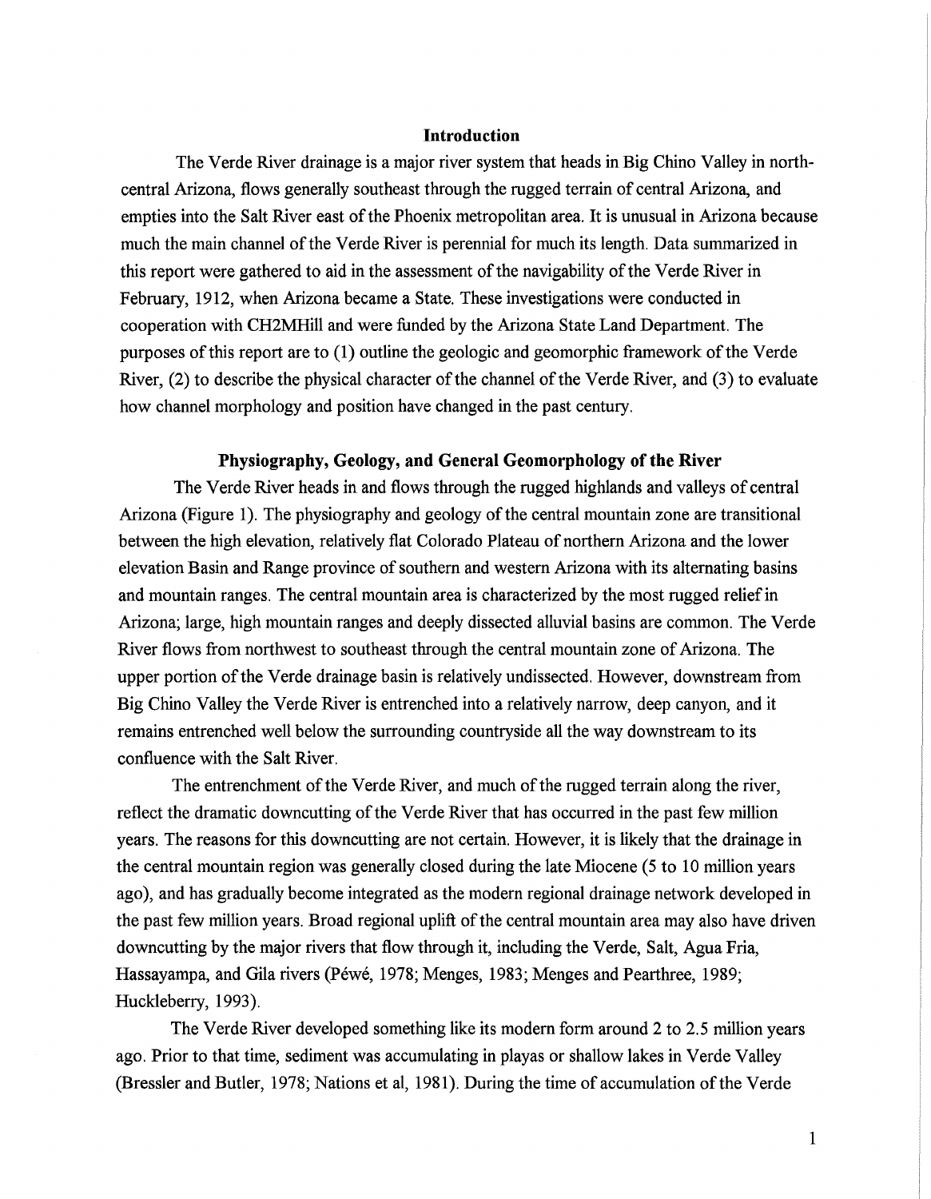## Introduction

The Verde River drainage is a major river system that heads in Big Chino Valley in north-central Arizona, flows generally southeast through the rugged terrain of central Arizona, and empties into the Salt River east of the Phoenix metropolitan area. It is unusual in Arizona because much the main channel of the Verde River is perennial for much its length. Data summarized in this report were gathered to aid in the assessment of the navigability of the Verde River in February, 1912, when Arizona became a State. These investigations were conducted in cooperation with CH2MHill and were funded by the Arizona State Land Department. The purposes of this report are to (1) outline the geologic and geomorphic framework of the Verde River, (2) to describe the physical character of the channel of the Verde River, and (3) to evaluate how channel morphology and position have changed in the past century.

## Physiography, Geology, and General Geomorphology of the River

The Verde River heads in and flows through the rugged highlands and valleys of central Arizona (Figure 1). The physiography and geology of the central mountain zone are transitional between the high elevation, relatively flat Colorado Plateau of northern Arizona and the lower elevation Basin and Range province of southern and western Arizona with its alternating basins and mountain ranges. The central mountain area is characterized by the most rugged relief in Arizona; large, high mountain ranges and deeply dissected alluvial basins are common. The Verde River flows from northwest to southeast through the central mountain zone of Arizona. The upper portion of the Verde drainage basin is relatively undissected. However, downstream from Big Chino Valley the Verde River is entrenched into a relatively narrow, deep canyon, and it remains entrenched well below the surrounding countryside all the way downstream to its confluence with the Salt River.

The entrenchment of the Verde River, and much of the rugged terrain along the river, reflect the dramatic downcutting of the Verde River that has occurred in the past few million years. The reasons for this downcutting are not certain. However, it is likely that the drainage in the central mountain region was generally closed during the late Miocene (5 to 10 million years ago), and has gradually become integrated as the modern regional drainage network developed in the past few million years. Broad regional uplift of the central mountain area may also have driven downcutting by the major rivers that flow through it, including the Verde, Salt, Agua Fria, Hassayampa, and Gila rivers (Péwé, 1978; Menges, 1983; Menges and Pearthree, 1989; Huckleberry, 1993).

The Verde River developed something like its modern form around 2 to 2.5 million years ago. Prior to that time, sediment was accumulating in playas or shallow lakes in Verde Valley (Bressler and Butler, 1978; Nations et al, 1981). During the time of accumulation of the Verde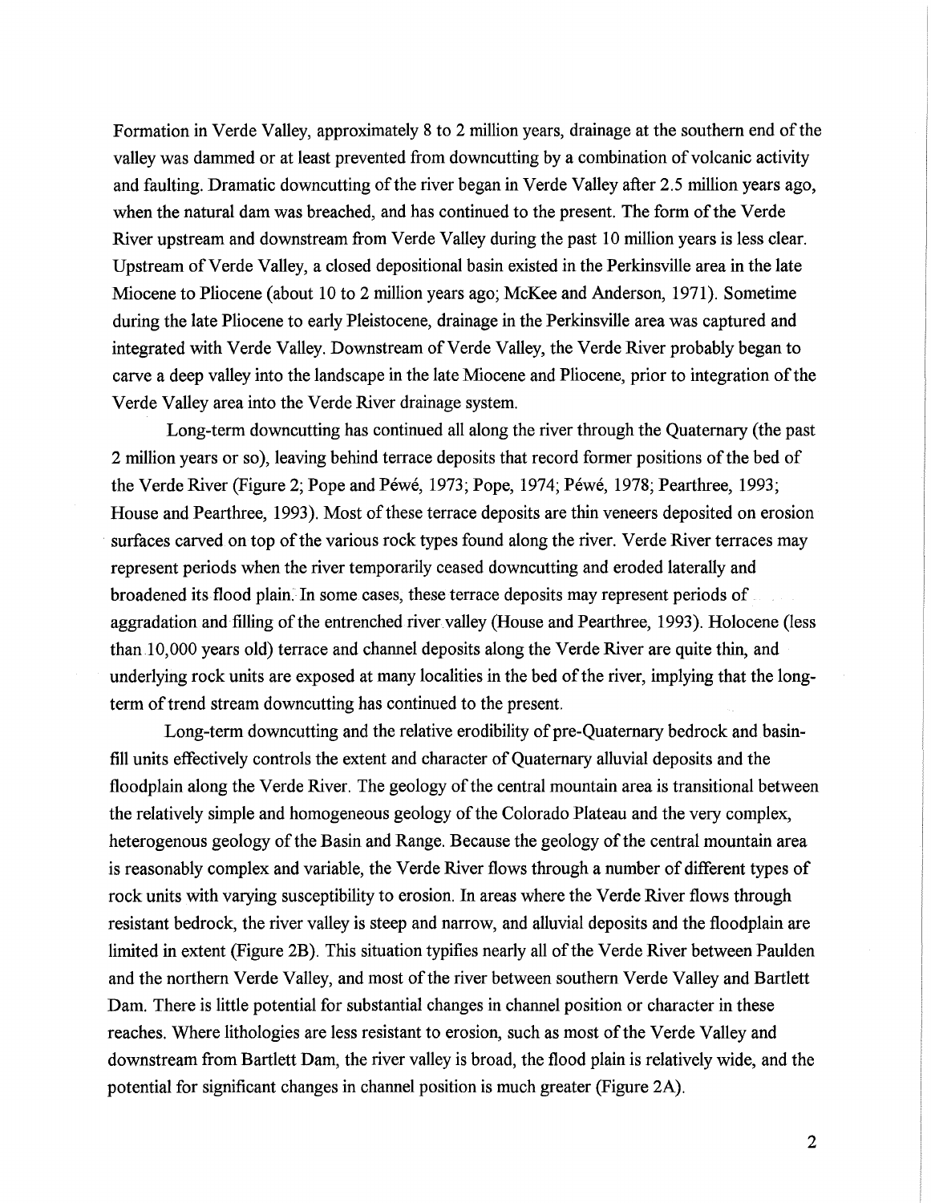Formation in Verde Valley, approximately 8 to 2 million years, drainage at the southern end of the valley was dammed or at least prevented from downcutting by a combination of volcanic activity and faulting. Dramatic downcutting of the river began in Verde Valley after 2.5 million years ago, when the natural dam was breached, and has continued to the present. The form of the Verde River upstream and downstream from Verde Valley during the past 10 million years is less clear. Upstream of Verde Valley, a closed depositional basin existed in the Perkinsville area in the late Miocene to Pliocene (about 10 to 2 million years ago; McKee and Anderson, 1971). Sometime during the late Pliocene to early Pleistocene, drainage in the Perkinsville area was captured and integrated with Verde Valley. Downstream of Verde Valley, the Verde River probably began to carve a deep valley into the landscape in the late Miocene and Pliocene, prior to integration of the Verde Valley area into the Verde River drainage system.

Long-term downcutting has continued all along the river through the Quaternary (the past 2 million years or so), leaving behind terrace deposits that record former positions of the bed of the Verde River (Figure 2; Pope and Péwé, 1973; Pope, 1974; Péwé, 1978; Pearthree, 1993; House and Pearthree, 1993). Most of these terrace deposits are thin veneers deposited on erosion surfaces carved on top of the various rock types found along the river. Verde River terraces may represent periods when the river temporarily ceased downcutting and eroded laterally and broadened its flood plain. In some cases, these terrace deposits may represent periods of aggradation and filling of the entrenched river valley (House and Pearthree, 1993). Holocene (less than 10,000 years old) terrace and channel deposits along the Verde River are quite thin, and underlying rock units are exposed at many localities in the bed of the river, implying that the long-term of trend stream downcutting has continued to the present.

Long-term downcutting and the relative erodibility of pre-Quaternary bedrock and basin-fill units effectively controls the extent and character of Quaternary alluvial deposits and the floodplain along the Verde River. The geology of the central mountain area is transitional between the relatively simple and homogeneous geology of the Colorado Plateau and the very complex, heterogenous geology of the Basin and Range. Because the geology of the central mountain area is reasonably complex and variable, the Verde River flows through a number of different types of rock units with varying susceptibility to erosion. In areas where the Verde River flows through resistant bedrock, the river valley is steep and narrow, and alluvial deposits and the floodplain are limited in extent (Figure 2B). This situation typifies nearly all of the Verde River between Paulden and the northern Verde Valley, and most of the river between southern Verde Valley and Bartlett Dam. There is little potential for substantial changes in channel position or character in these reaches. Where lithologies are less resistant to erosion, such as most of the Verde Valley and downstream from Bartlett Dam, the river valley is broad, the flood plain is relatively wide, and the potential for significant changes in channel position is much greater (Figure 2A).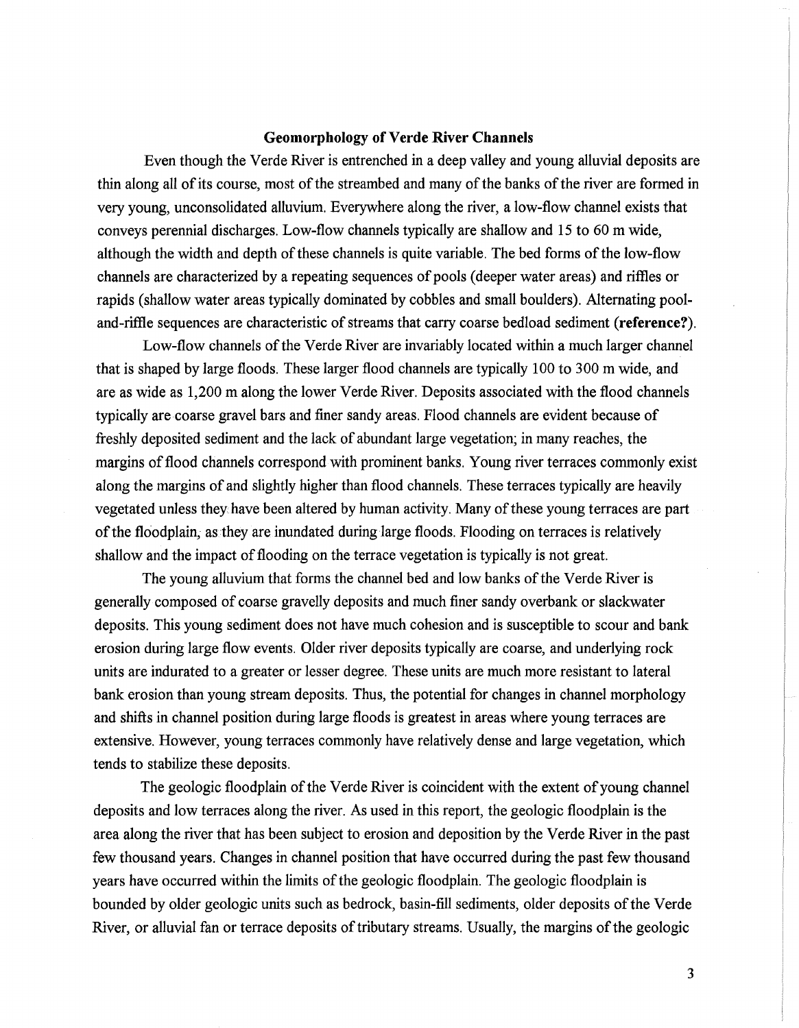## Geomorphology of Verde River Channels

Even though the Verde River is entrenched in a deep valley and young alluvial deposits are thin along all of its course, most of the streambed and many of the banks of the river are formed in very young, unconsolidated alluvium. Everywhere along the river, a low-flow channel exists that conveys perennial discharges. Low-flow channels typically are shallow and 15 to 60 m wide, although the width and depth of these channels is quite variable. The bed forms of the low-flow channels are characterized by a repeating sequences of pools (deeper water areas) and riffles or rapids (shallow water areas typically dominated by cobbles and small boulders). Alternating pool-and-riffle sequences are characteristic of streams that carry coarse bedload sediment (**reference?**).

Low-flow channels of the Verde River are invariably located within a much larger channel that is shaped by large floods. These larger flood channels are typically 100 to 300 m wide, and are as wide as 1,200 m along the lower Verde River. Deposits associated with the flood channels typically are coarse gravel bars and finer sandy areas. Flood channels are evident because of freshly deposited sediment and the lack of abundant large vegetation; in many reaches, the margins of flood channels correspond with prominent banks. Young river terraces commonly exist along the margins of and slightly higher than flood channels. These terraces typically are heavily vegetated unless they have been altered by human activity. Many of these young terraces are part of the floodplain, as they are inundated during large floods. Flooding on terraces is relatively shallow and the impact of flooding on the terrace vegetation is typically is not great.

The young alluvium that forms the channel bed and low banks of the Verde River is generally composed of coarse gravelly deposits and much finer sandy overbank or slackwater deposits. This young sediment does not have much cohesion and is susceptible to scour and bank erosion during large flow events. Older river deposits typically are coarse, and underlying rock units are indurated to a greater or lesser degree. These units are much more resistant to lateral bank erosion than young stream deposits. Thus, the potential for changes in channel morphology and shifts in channel position during large floods is greatest in areas where young terraces are extensive. However, young terraces commonly have relatively dense and large vegetation, which tends to stabilize these deposits.

The geologic floodplain of the Verde River is coincident with the extent of young channel deposits and low terraces along the river. As used in this report, the geologic floodplain is the area along the river that has been subject to erosion and deposition by the Verde River in the past few thousand years. Changes in channel position that have occurred during the past few thousand years have occurred within the limits of the geologic floodplain. The geologic floodplain is bounded by older geologic units such as bedrock, basin-fill sediments, older deposits of the Verde River, or alluvial fan or terrace deposits of tributary streams. Usually, the margins of the geologic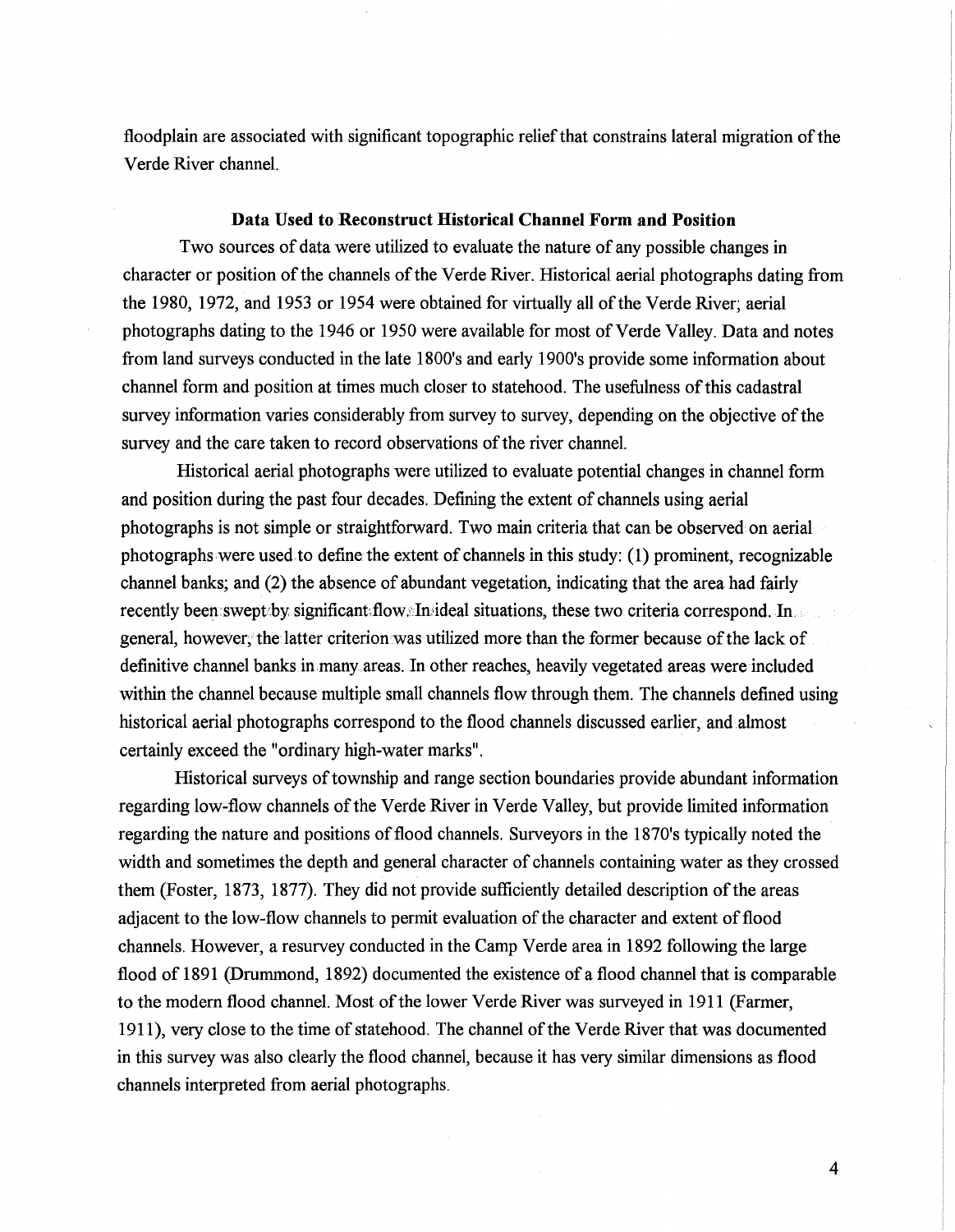floodplain are associated with significant topographic relief that constrains lateral migration of the Verde River channel.

### Data Used to Reconstruct Historical Channel Form and Position

Two sources of data were utilized to evaluate the nature of any possible changes in character or position of the channels of the Verde River. Historical aerial photographs dating from the 1980, 1972, and 1953 or 1954 were obtained for virtually all of the Verde River; aerial photographs dating to the 1946 or 1950 were available for most of Verde Valley. Data and notes from land surveys conducted in the late 1800's and early 1900's provide some information about channel form and position at times much closer to statehood. The usefulness of this cadastral survey information varies considerably from survey to survey, depending on the objective of the survey and the care taken to record observations of the river channel.

Historical aerial photographs were utilized to evaluate potential changes in channel form and position during the past four decades. Defining the extent of channels using aerial photographs is not simple or straightforward. Two main criteria that can be observed on aerial photographs were used to define the extent of channels in this study: (1) prominent, recognizable channel banks; and (2) the absence of abundant vegetation, indicating that the area had fairly recently been swept by significant flow. In ideal situations, these two criteria correspond. In general, however, the latter criterion was utilized more than the former because of the lack of definitive channel banks in many areas. In other reaches, heavily vegetated areas were included within the channel because multiple small channels flow through them. The channels defined using historical aerial photographs correspond to the flood channels discussed earlier, and almost certainly exceed the "ordinary high-water marks".

Historical surveys of township and range section boundaries provide abundant information regarding low-flow channels of the Verde River in Verde Valley, but provide limited information regarding the nature and positions of flood channels. Surveyors in the 1870's typically noted the width and sometimes the depth and general character of channels containing water as they crossed them (Foster, 1873, 1877). They did not provide sufficiently detailed description of the areas adjacent to the low-flow channels to permit evaluation of the character and extent of flood channels. However, a resurvey conducted in the Camp Verde area in 1892 following the large flood of 1891 (Drummond, 1892) documented the existence of a flood channel that is comparable to the modern flood channel. Most of the lower Verde River was surveyed in 1911 (Farmer, 1911), very close to the time of statehood. The channel of the Verde River that was documented in this survey was also clearly the flood channel, because it has very similar dimensions as flood channels interpreted from aerial photographs.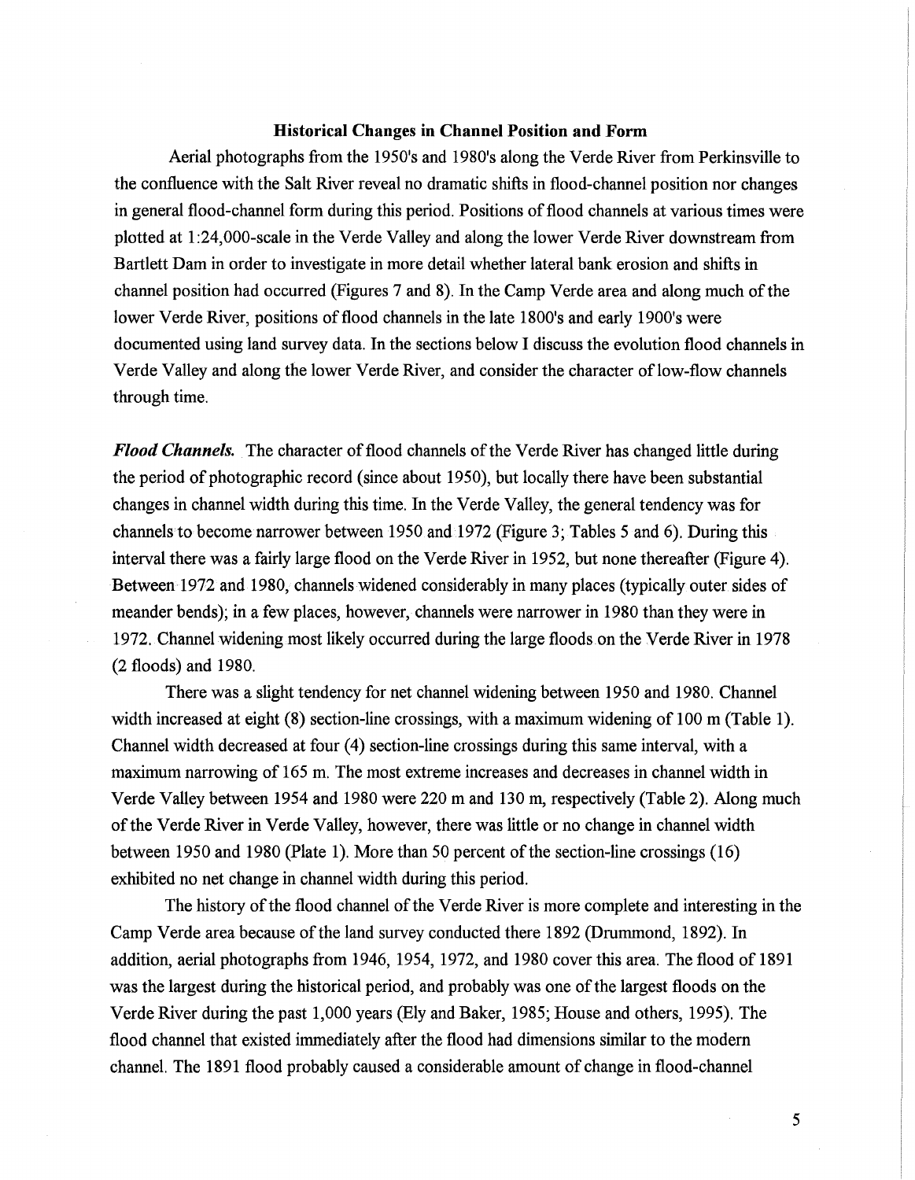## Historical Changes in Channel Position and Form

Aerial photographs from the 1950's and 1980's along the Verde River from Perkinsville to the confluence with the Salt River reveal no dramatic shifts in flood-channel position nor changes in general flood-channel form during this period. Positions of flood channels at various times were plotted at 1:24,000-scale in the Verde Valley and along the lower Verde River downstream from Bartlett Dam in order to investigate in more detail whether lateral bank erosion and shifts in channel position had occurred (Figures 7 and 8). In the Camp Verde area and along much of the lower Verde River, positions of flood channels in the late 1800's and early 1900's were documented using land survey data. In the sections below I discuss the evolution flood channels in Verde Valley and along the lower Verde River, and consider the character of low-flow channels through time.

***Flood Channels.*** The character of flood channels of the Verde River has changed little during the period of photographic record (since about 1950), but locally there have been substantial changes in channel width during this time. In the Verde Valley, the general tendency was for channels to become narrower between 1950 and 1972 (Figure 3; Tables 5 and 6). During this interval there was a fairly large flood on the Verde River in 1952, but none thereafter (Figure 4). Between 1972 and 1980, channels widened considerably in many places (typically outer sides of meander bends); in a few places, however, channels were narrower in 1980 than they were in 1972. Channel widening most likely occurred during the large floods on the Verde River in 1978 (2 floods) and 1980.

There was a slight tendency for net channel widening between 1950 and 1980. Channel width increased at eight (8) section-line crossings, with a maximum widening of 100 m (Table 1). Channel width decreased at four (4) section-line crossings during this same interval, with a maximum narrowing of 165 m. The most extreme increases and decreases in channel width in Verde Valley between 1954 and 1980 were 220 m and 130 m, respectively (Table 2). Along much of the Verde River in Verde Valley, however, there was little or no change in channel width between 1950 and 1980 (Plate 1). More than 50 percent of the section-line crossings (16) exhibited no net change in channel width during this period.

The history of the flood channel of the Verde River is more complete and interesting in the Camp Verde area because of the land survey conducted there 1892 (Drummond, 1892). In addition, aerial photographs from 1946, 1954, 1972, and 1980 cover this area. The flood of 1891 was the largest during the historical period, and probably was one of the largest floods on the Verde River during the past 1,000 years (Ely and Baker, 1985; House and others, 1995). The flood channel that existed immediately after the flood had dimensions similar to the modern channel. The 1891 flood probably caused a considerable amount of change in flood-channel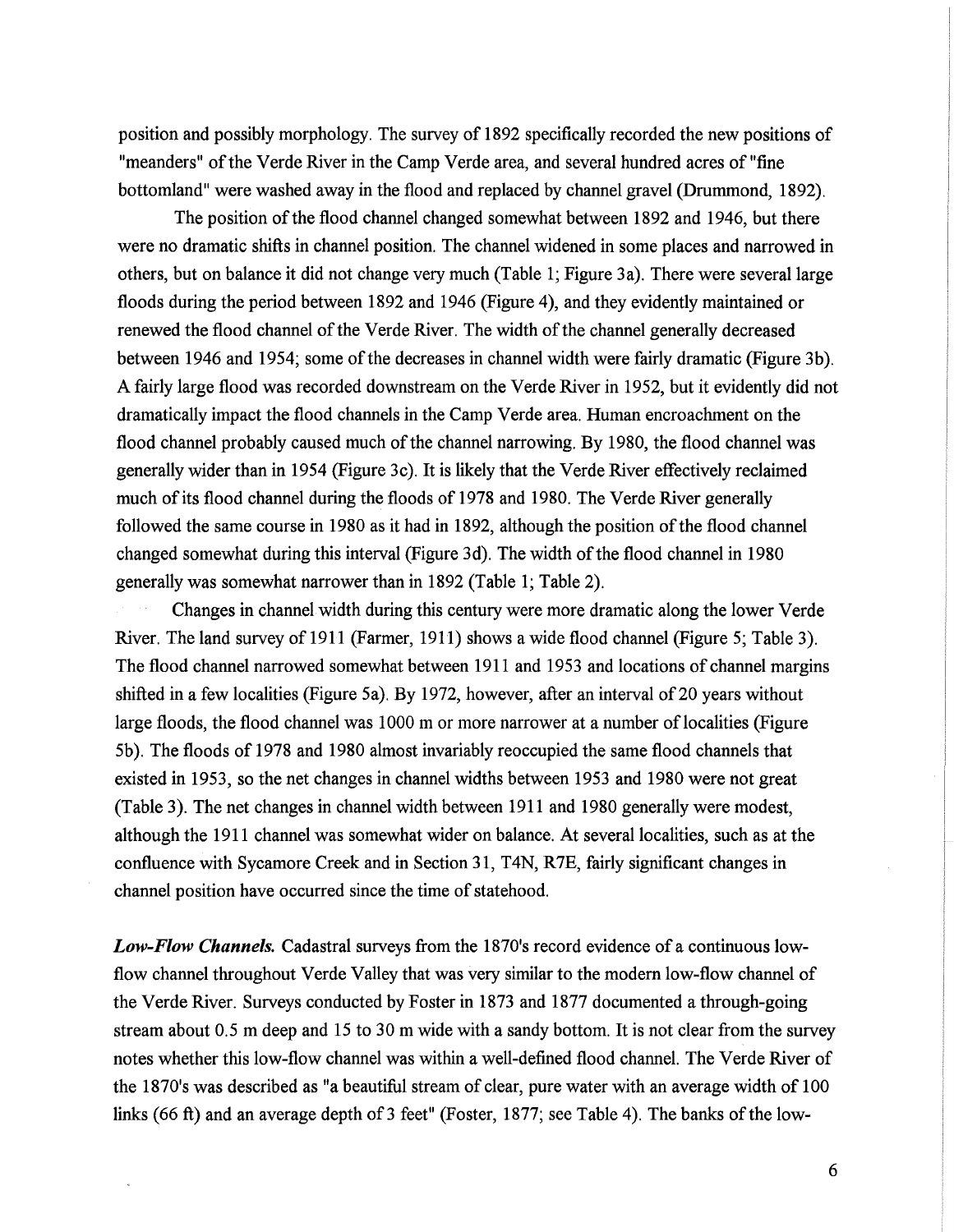position and possibly morphology. The survey of 1892 specifically recorded the new positions of "meanders" of the Verde River in the Camp Verde area, and several hundred acres of "fine bottomland" were washed away in the flood and replaced by channel gravel (Drummond, 1892).

The position of the flood channel changed somewhat between 1892 and 1946, but there were no dramatic shifts in channel position. The channel widened in some places and narrowed in others, but on balance it did not change very much (Table 1; Figure 3a). There were several large floods during the period between 1892 and 1946 (Figure 4), and they evidently maintained or renewed the flood channel of the Verde River. The width of the channel generally decreased between 1946 and 1954; some of the decreases in channel width were fairly dramatic (Figure 3b). A fairly large flood was recorded downstream on the Verde River in 1952, but it evidently did not dramatically impact the flood channels in the Camp Verde area. Human encroachment on the flood channel probably caused much of the channel narrowing. By 1980, the flood channel was generally wider than in 1954 (Figure 3c). It is likely that the Verde River effectively reclaimed much of its flood channel during the floods of 1978 and 1980. The Verde River generally followed the same course in 1980 as it had in 1892, although the position of the flood channel changed somewhat during this interval (Figure 3d). The width of the flood channel in 1980 generally was somewhat narrower than in 1892 (Table 1; Table 2).

Changes in channel width during this century were more dramatic along the lower Verde River. The land survey of 1911 (Farmer, 1911) shows a wide flood channel (Figure 5; Table 3). The flood channel narrowed somewhat between 1911 and 1953 and locations of channel margins shifted in a few localities (Figure 5a). By 1972, however, after an interval of 20 years without large floods, the flood channel was 1000 m or more narrower at a number of localities (Figure 5b). The floods of 1978 and 1980 almost invariably reoccupied the same flood channels that existed in 1953, so the net changes in channel widths between 1953 and 1980 were not great (Table 3). The net changes in channel width between 1911 and 1980 generally were modest, although the 1911 channel was somewhat wider on balance. At several localities, such as at the confluence with Sycamore Creek and in Section 31, T4N, R7E, fairly significant changes in channel position have occurred since the time of statehood.

***Low-Flow Channels.*** Cadastral surveys from the 1870's record evidence of a continuous low-flow channel throughout Verde Valley that was very similar to the modern low-flow channel of the Verde River. Surveys conducted by Foster in 1873 and 1877 documented a through-going stream about 0.5 m deep and 15 to 30 m wide with a sandy bottom. It is not clear from the survey notes whether this low-flow channel was within a well-defined flood channel. The Verde River of the 1870's was described as "a beautiful stream of clear, pure water with an average width of 100 links (66 ft) and an average depth of 3 feet" (Foster, 1877; see Table 4). The banks of the low-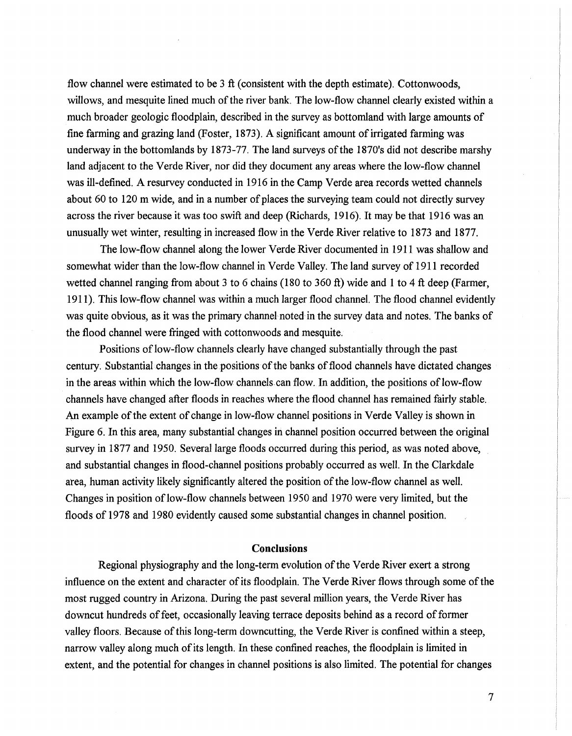flow channel were estimated to be 3 ft (consistent with the depth estimate). Cottonwoods, willows, and mesquite lined much of the river bank. The low-flow channel clearly existed within a much broader geologic floodplain, described in the survey as bottomland with large amounts of fine farming and grazing land (Foster, 1873). A significant amount of irrigated farming was underway in the bottomlands by 1873-77. The land surveys of the 1870's did not describe marshy land adjacent to the Verde River, nor did they document any areas where the low-flow channel was ill-defined. A resurvey conducted in 1916 in the Camp Verde area records wetted channels about 60 to 120 m wide, and in a number of places the surveying team could not directly survey across the river because it was too swift and deep (Richards, 1916). It may be that 1916 was an unusually wet winter, resulting in increased flow in the Verde River relative to 1873 and 1877.

The low-flow channel along the lower Verde River documented in 1911 was shallow and somewhat wider than the low-flow channel in Verde Valley. The land survey of 1911 recorded wetted channel ranging from about 3 to 6 chains (180 to 360 ft) wide and 1 to 4 ft deep (Farmer, 1911). This low-flow channel was within a much larger flood channel. The flood channel evidently was quite obvious, as it was the primary channel noted in the survey data and notes. The banks of the flood channel were fringed with cottonwoods and mesquite.

Positions of low-flow channels clearly have changed substantially through the past century. Substantial changes in the positions of the banks of flood channels have dictated changes in the areas within which the low-flow channels can flow. In addition, the positions of low-flow channels have changed after floods in reaches where the flood channel has remained fairly stable. An example of the extent of change in low-flow channel positions in Verde Valley is shown in Figure 6. In this area, many substantial changes in channel position occurred between the original survey in 1877 and 1950. Several large floods occurred during this period, as was noted above, and substantial changes in flood-channel positions probably occurred as well. In the Clarkdale area, human activity likely significantly altered the position of the low-flow channel as well. Changes in position of low-flow channels between 1950 and 1970 were very limited, but the floods of 1978 and 1980 evidently caused some substantial changes in channel position.

## Conclusions

Regional physiography and the long-term evolution of the Verde River exert a strong influence on the extent and character of its floodplain. The Verde River flows through some of the most rugged country in Arizona. During the past several million years, the Verde River has downcut hundreds of feet, occasionally leaving terrace deposits behind as a record of former valley floors. Because of this long-term downcutting, the Verde River is confined within a steep, narrow valley along much of its length. In these confined reaches, the floodplain is limited in extent, and the potential for changes in channel positions is also limited. The potential for changes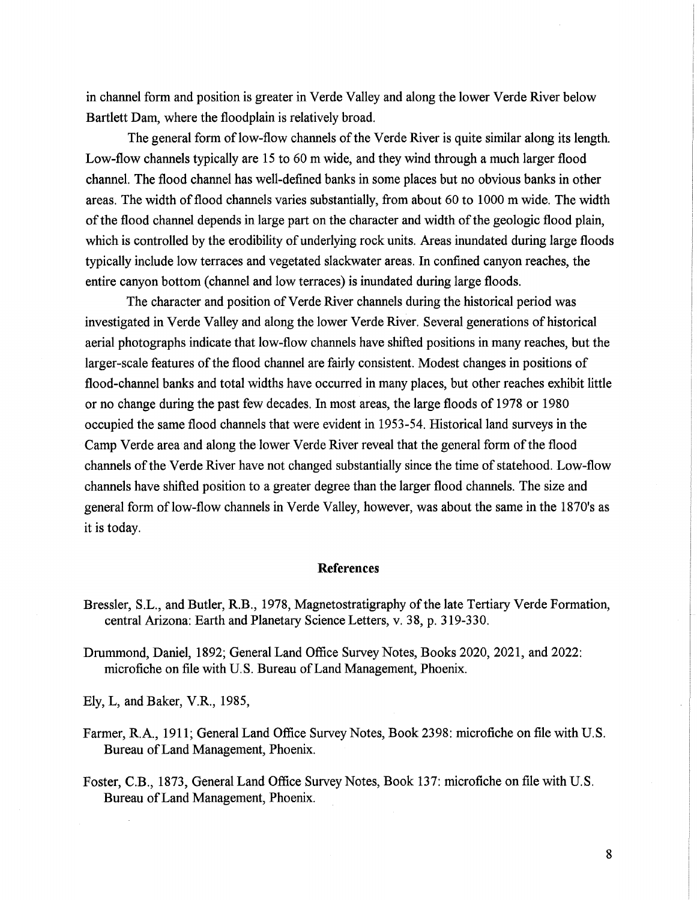in channel form and position is greater in Verde Valley and along the lower Verde River below Bartlett Dam, where the floodplain is relatively broad.

The general form of low-flow channels of the Verde River is quite similar along its length. Low-flow channels typically are 15 to 60 m wide, and they wind through a much larger flood channel. The flood channel has well-defined banks in some places but no obvious banks in other areas. The width of flood channels varies substantially, from about 60 to 1000 m wide. The width of the flood channel depends in large part on the character and width of the geologic flood plain, which is controlled by the erodibility of underlying rock units. Areas inundated during large floods typically include low terraces and vegetated slackwater areas. In confined canyon reaches, the entire canyon bottom (channel and low terraces) is inundated during large floods.

The character and position of Verde River channels during the historical period was investigated in Verde Valley and along the lower Verde River. Several generations of historical aerial photographs indicate that low-flow channels have shifted positions in many reaches, but the larger-scale features of the flood channel are fairly consistent. Modest changes in positions of flood-channel banks and total widths have occurred in many places, but other reaches exhibit little or no change during the past few decades. In most areas, the large floods of 1978 or 1980 occupied the same flood channels that were evident in 1953-54. Historical land surveys in the Camp Verde area and along the lower Verde River reveal that the general form of the flood channels of the Verde River have not changed substantially since the time of statehood. Low-flow channels have shifted position to a greater degree than the larger flood channels. The size and general form of low-flow channels in Verde Valley, however, was about the same in the 1870's as it is today.

## References

Bressler, S.L., and Butler, R.B., 1978, Magnetostratigraphy of the late Tertiary Verde Formation, central Arizona: Earth and Planetary Science Letters, v. 38, p. 319-330.

Drummond, Daniel, 1892; General Land Office Survey Notes, Books 2020, 2021, and 2022: microfiche on file with U.S. Bureau of Land Management, Phoenix.

Ely, L, and Baker, V.R., 1985,

Farmer, R.A., 1911; General Land Office Survey Notes, Book 2398: microfiche on file with U.S. Bureau of Land Management, Phoenix.

Foster, C.B., 1873, General Land Office Survey Notes, Book 137: microfiche on file with U.S. Bureau of Land Management, Phoenix.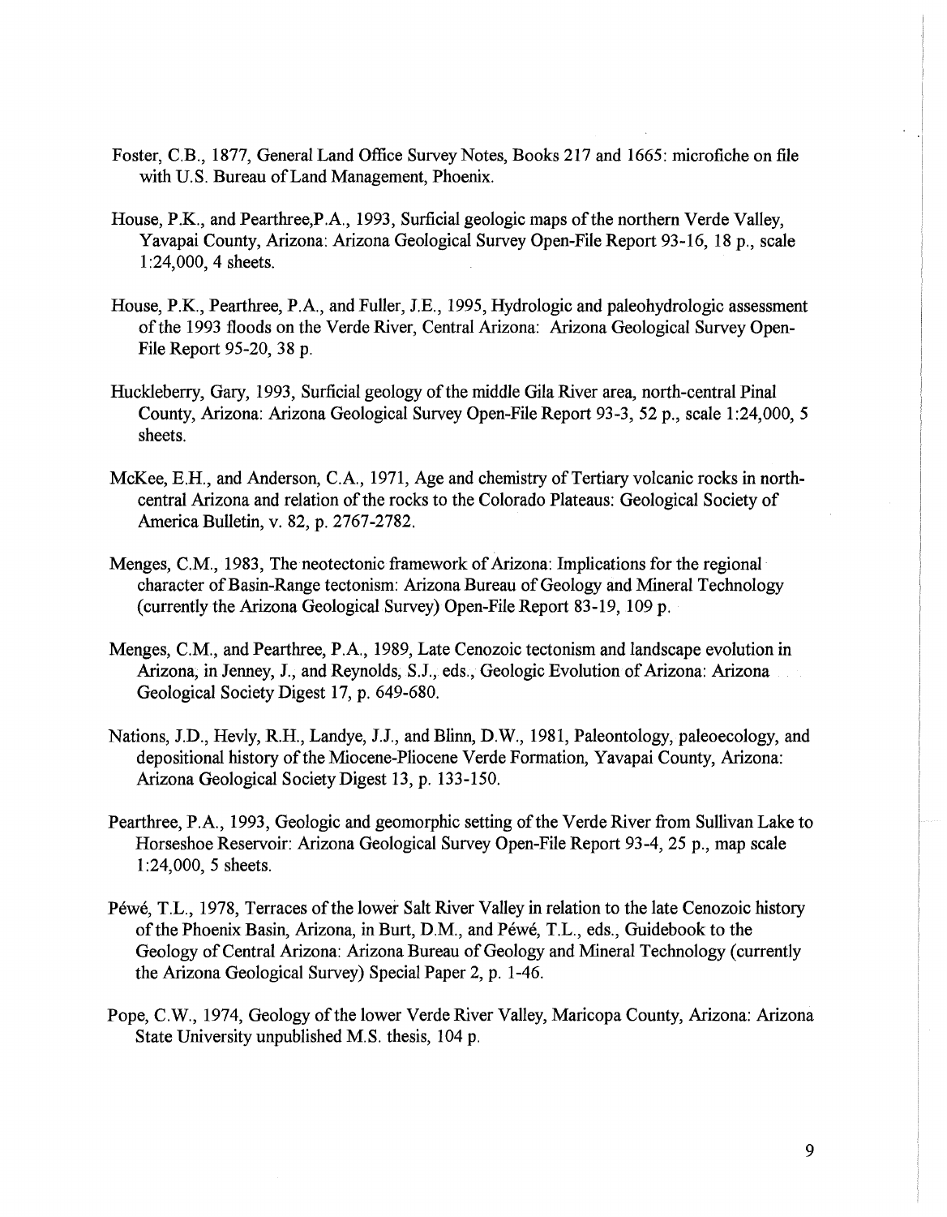Foster, C.B., 1877, General Land Office Survey Notes, Books 217 and 1665: microfiche on file with U.S. Bureau of Land Management, Phoenix.

House, P.K., and Pearthree,P.A., 1993, Surficial geologic maps of the northern Verde Valley, Yavapai County, Arizona: Arizona Geological Survey Open-File Report 93-16, 18 p., scale 1:24,000, 4 sheets.

House, P.K., Pearthree, P.A., and Fuller, J.E., 1995, Hydrologic and paleohydrologic assessment of the 1993 floods on the Verde River, Central Arizona: Arizona Geological Survey Open-File Report 95-20, 38 p.

Huckleberry, Gary, 1993, Surficial geology of the middle Gila River area, north-central Pinal County, Arizona: Arizona Geological Survey Open-File Report 93-3, 52 p., scale 1:24,000, 5 sheets.

McKee, E.H., and Anderson, C.A., 1971, Age and chemistry of Tertiary volcanic rocks in north-central Arizona and relation of the rocks to the Colorado Plateaus: Geological Society of America Bulletin, v. 82, p. 2767-2782.

Menges, C.M., 1983, The neotectonic framework of Arizona: Implications for the regional character of Basin-Range tectonism: Arizona Bureau of Geology and Mineral Technology (currently the Arizona Geological Survey) Open-File Report 83-19, 109 p.

Menges, C.M., and Pearthree, P.A., 1989, Late Cenozoic tectonism and landscape evolution in Arizona, in Jenney, J., and Reynolds, S.J., eds., Geologic Evolution of Arizona: Arizona Geological Society Digest 17, p. 649-680.

Nations, J.D., Hevly, R.H., Landye, J.J., and Blinn, D.W., 1981, Paleontology, paleoecology, and depositional history of the Miocene-Pliocene Verde Formation, Yavapai County, Arizona: Arizona Geological Society Digest 13, p. 133-150.

Pearthree, P.A., 1993, Geologic and geomorphic setting of the Verde River from Sullivan Lake to Horseshoe Reservoir: Arizona Geological Survey Open-File Report 93-4, 25 p., map scale 1:24,000, 5 sheets.

Péwé, T.L., 1978, Terraces of the lower Salt River Valley in relation to the late Cenozoic history of the Phoenix Basin, Arizona, in Burt, D.M., and Péwé, T.L., eds., Guidebook to the Geology of Central Arizona: Arizona Bureau of Geology and Mineral Technology (currently the Arizona Geological Survey) Special Paper 2, p. 1-46.

Pope, C.W., 1974, Geology of the lower Verde River Valley, Maricopa County, Arizona: Arizona State University unpublished M.S. thesis, 104 p.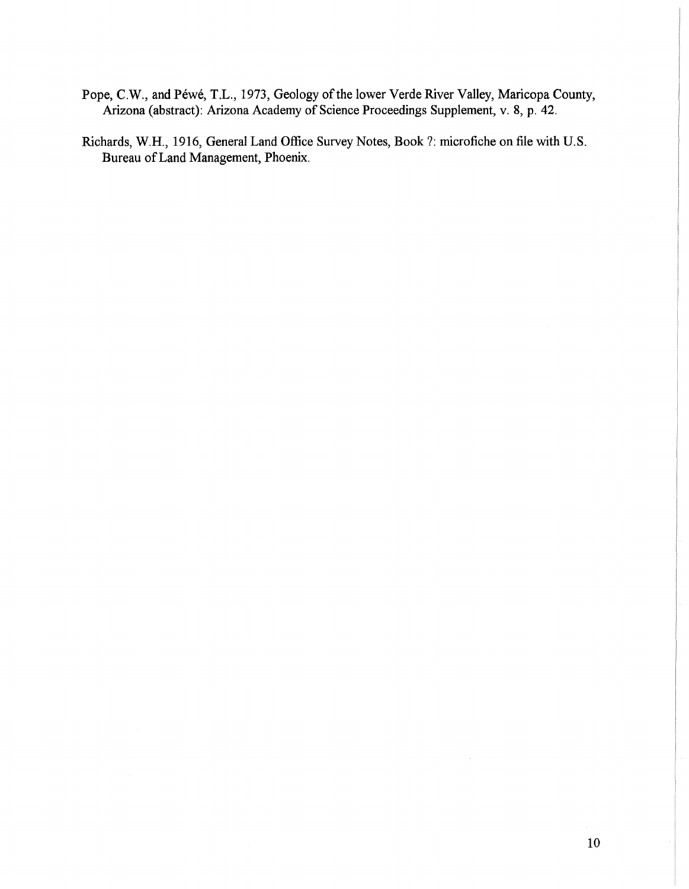Pope, C.W., and Péwé, T.L., 1973, Geology of the lower Verde River Valley, Maricopa County, Arizona (abstract): Arizona Academy of Science Proceedings Supplement, v. 8, p. 42.

Richards, W.H., 1916, General Land Office Survey Notes, Book ?: microfiche on file with U.S. Bureau of Land Management, Phoenix.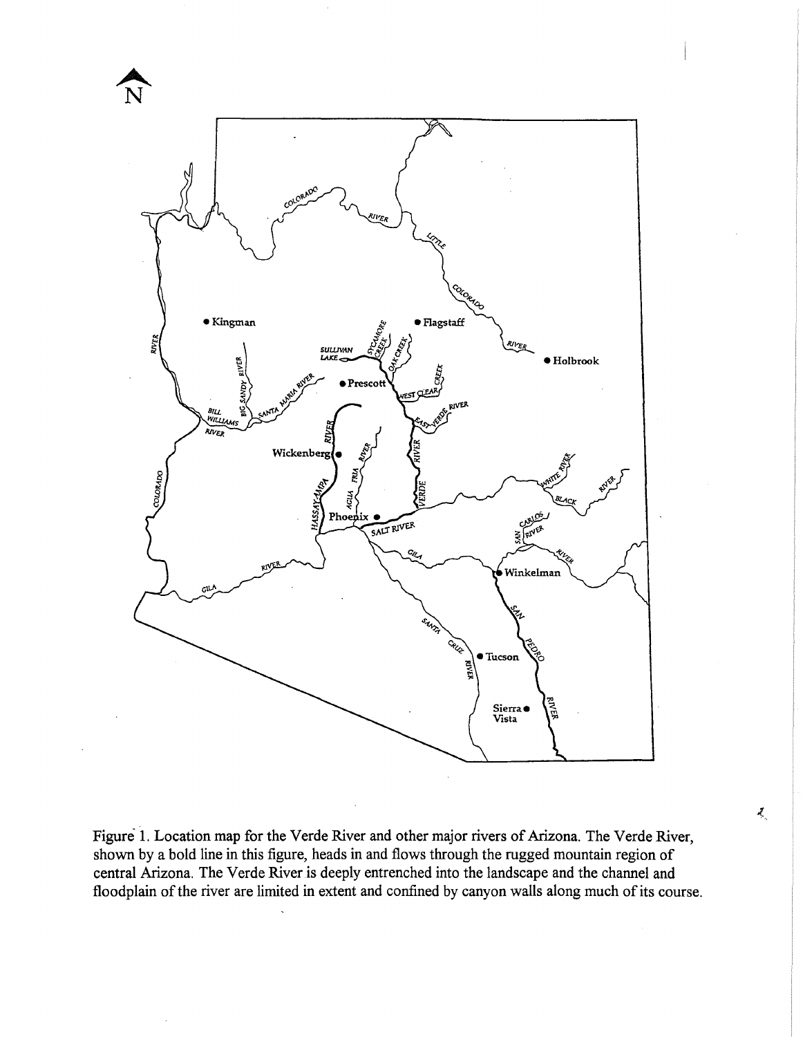Figure 1. Location map for the Verde River and other major rivers of Arizona. The Verde River, shown by a bold line in this figure, heads in and flows through the rugged mountain region of central Arizona. The Verde River is deeply entrenched into the landscape and the channel and floodplain of the river are limited in extent and confined by canyon walls along much of its course.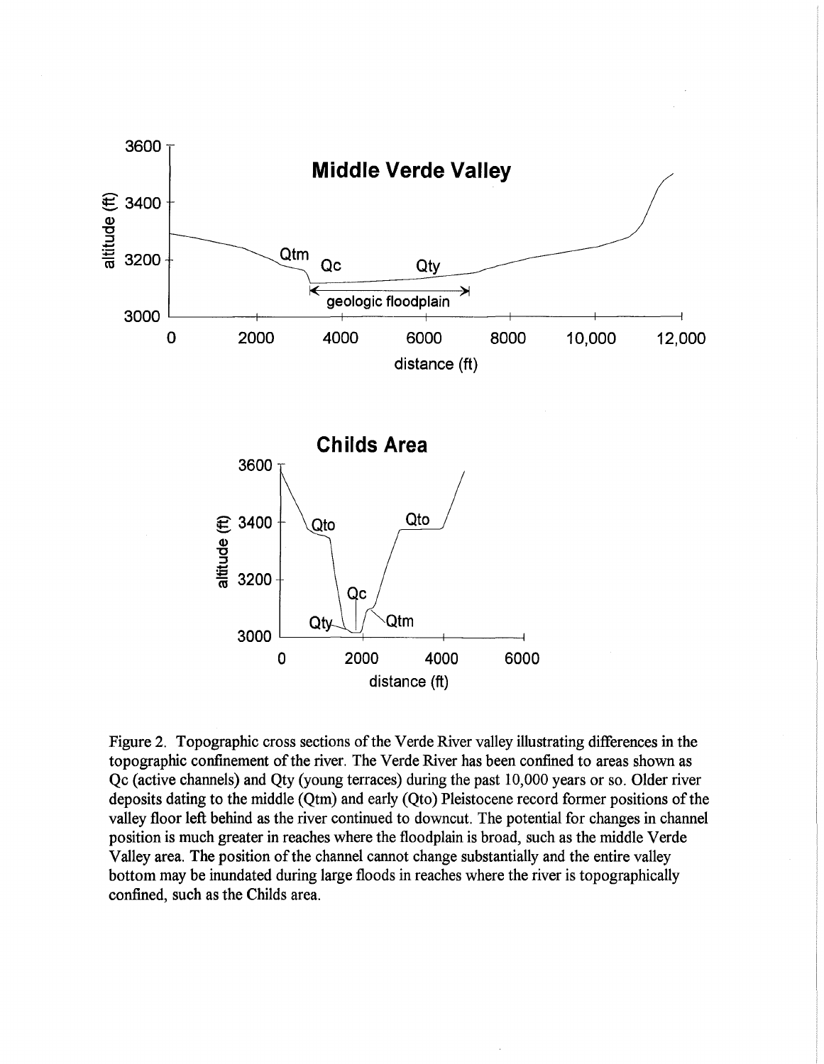Figure 2. Topographic cross sections of the Verde River valley illustrating differences in the topographic confinement of the river. The Verde River has been confined to areas shown as Qc (active channels) and Qty (young terraces) during the past 10,000 years or so. Older river deposits dating to the middle (Qtm) and early (Qto) Pleistocene record former positions of the valley floor left behind as the river continued to downcut. The potential for changes in channel position is much greater in reaches where the floodplain is broad, such as the middle Verde Valley area. The position of the channel cannot change substantially and the entire valley bottom may be inundated during large floods in reaches where the river is topographically confined, such as the Childs area.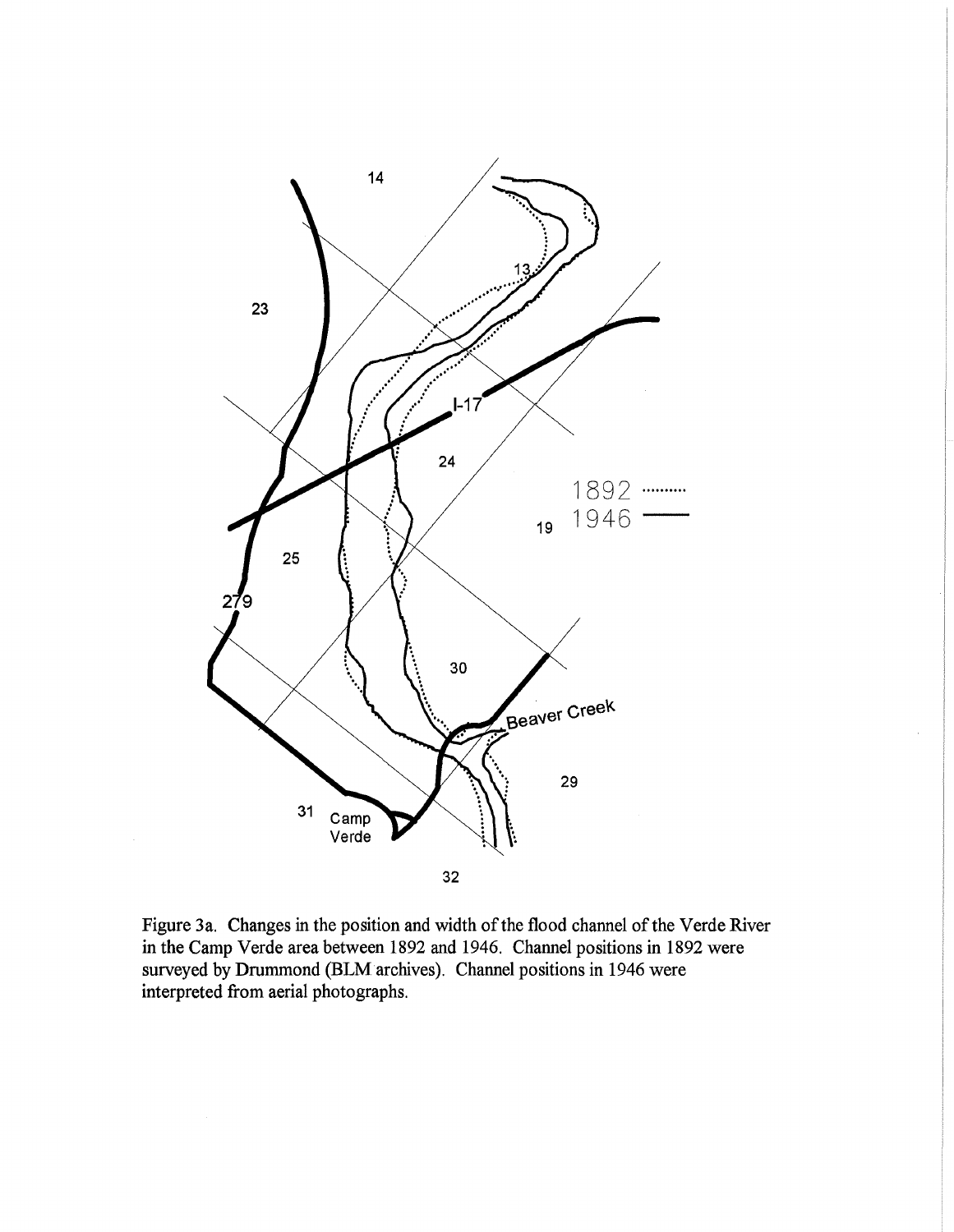Figure 3a. Changes in the position and width of the flood channel of the Verde River in the Camp Verde area between 1892 and 1946. Channel positions in 1892 were surveyed by Drummond (BLM archives). Channel positions in 1946 were interpreted from aerial photographs.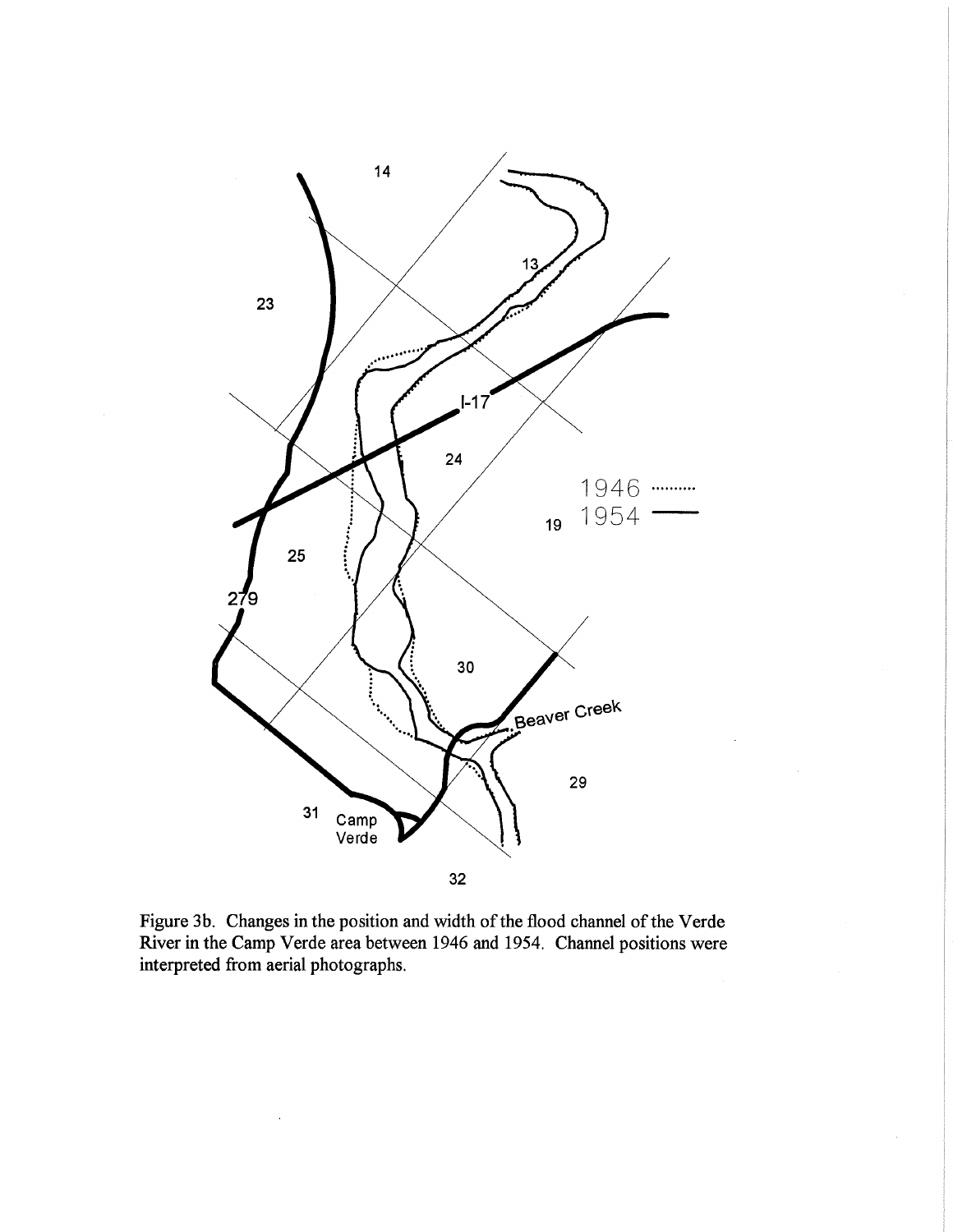Figure 3b. Changes in the position and width of the flood channel of the Verde River in the Camp Verde area between 1946 and 1954. Channel positions were interpreted from aerial photographs.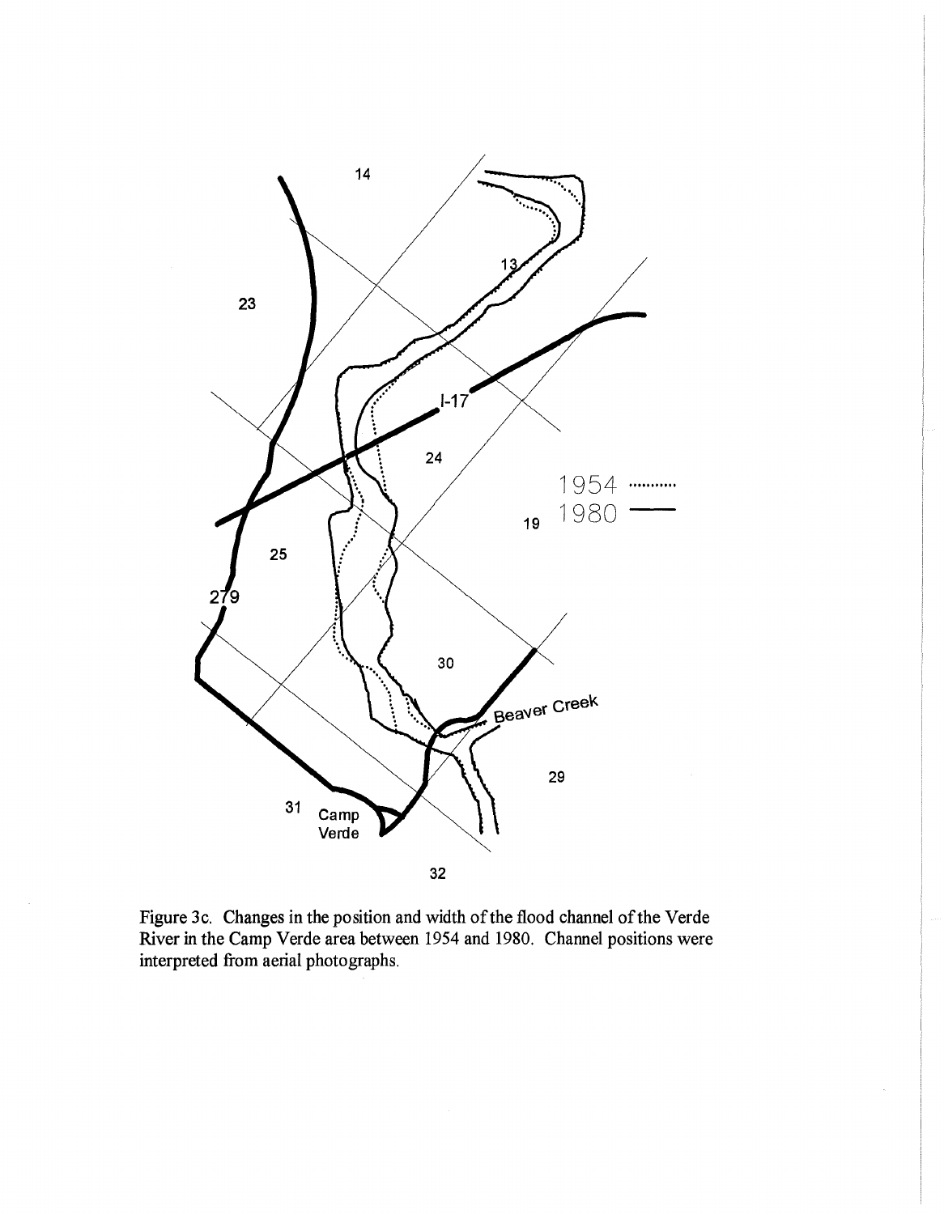Figure 3c. Changes in the position and width of the flood channel of the Verde River in the Camp Verde area between 1954 and 1980. Channel positions were interpreted from aerial photographs.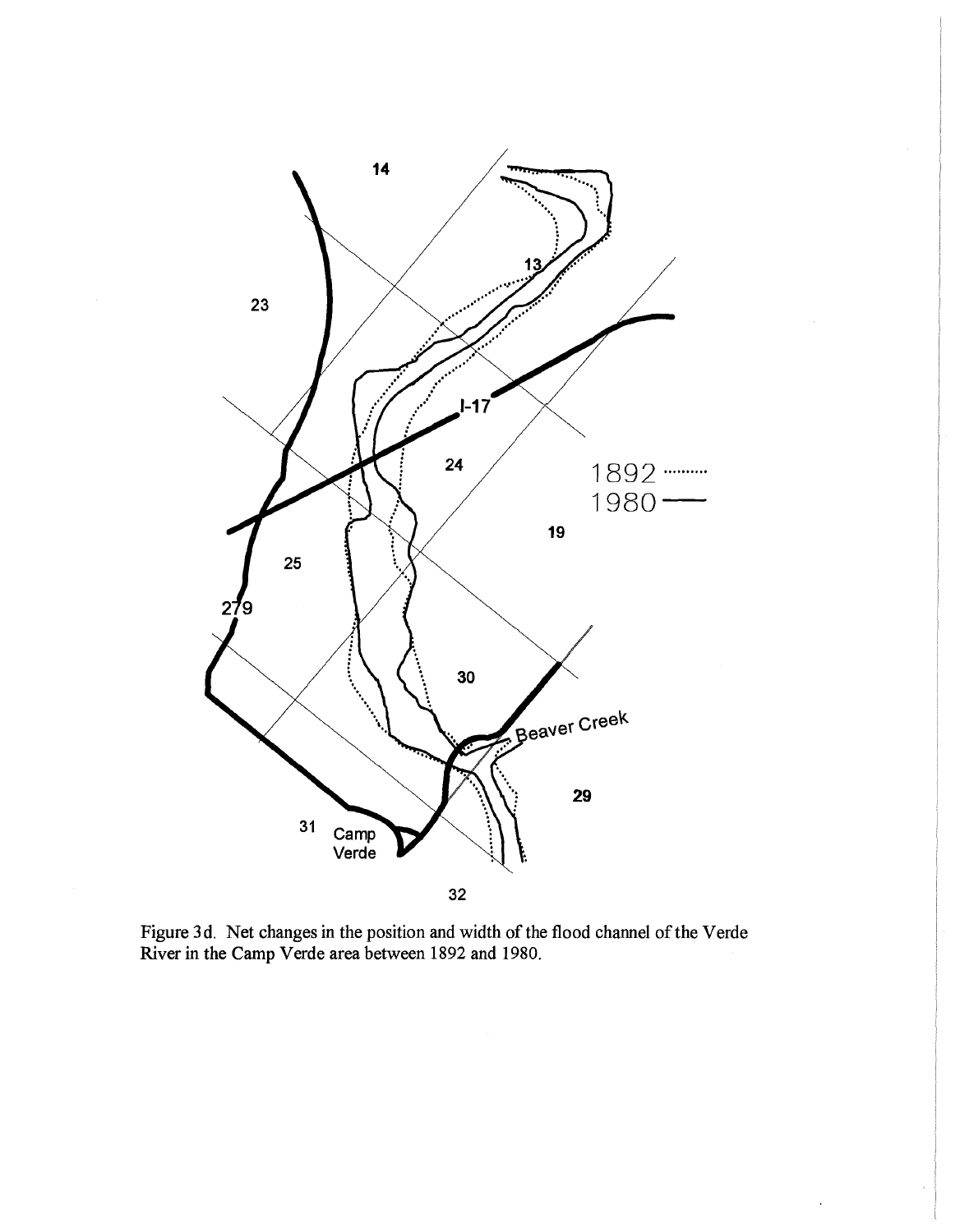Figure 3d. Net changes in the position and width of the flood channel of the Verde River in the Camp Verde area between 1892 and 1980.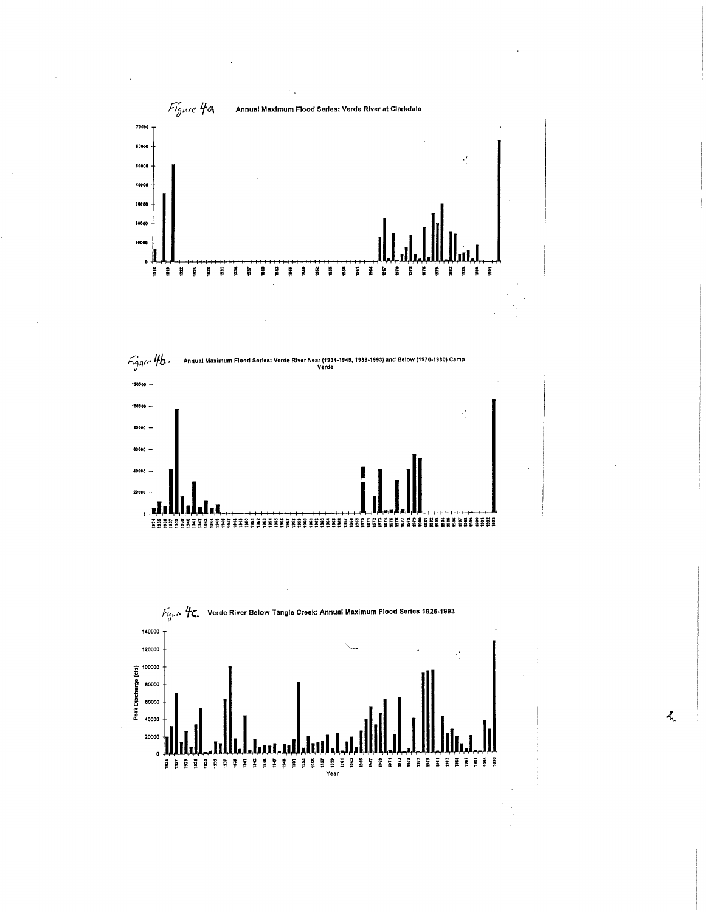Figure 4a. Annual Maximum Flood Series: Verde River at Clarkdale

Figure 4b. Annual Maximum Flood Series: Verde River Near (1934-1945, 1989-1993) and Below (1970-1980) Camp Verde

Figure 4c. Verde River Below Tangle Creek: Annual Maximum Flood Series 1925-1993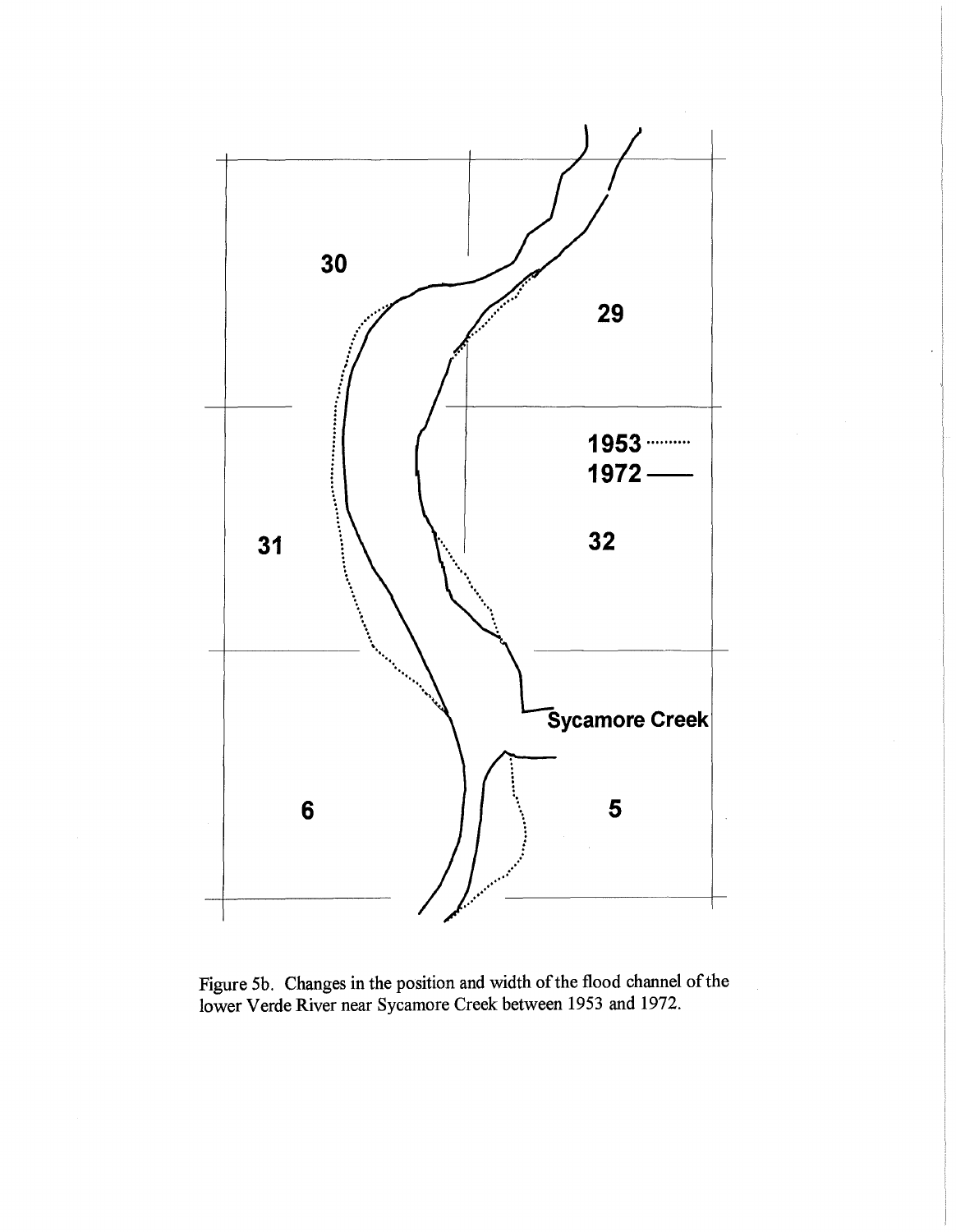Figure 5b. Changes in the position and width of the flood channel of the lower Verde River near Sycamore Creek between 1953 and 1972.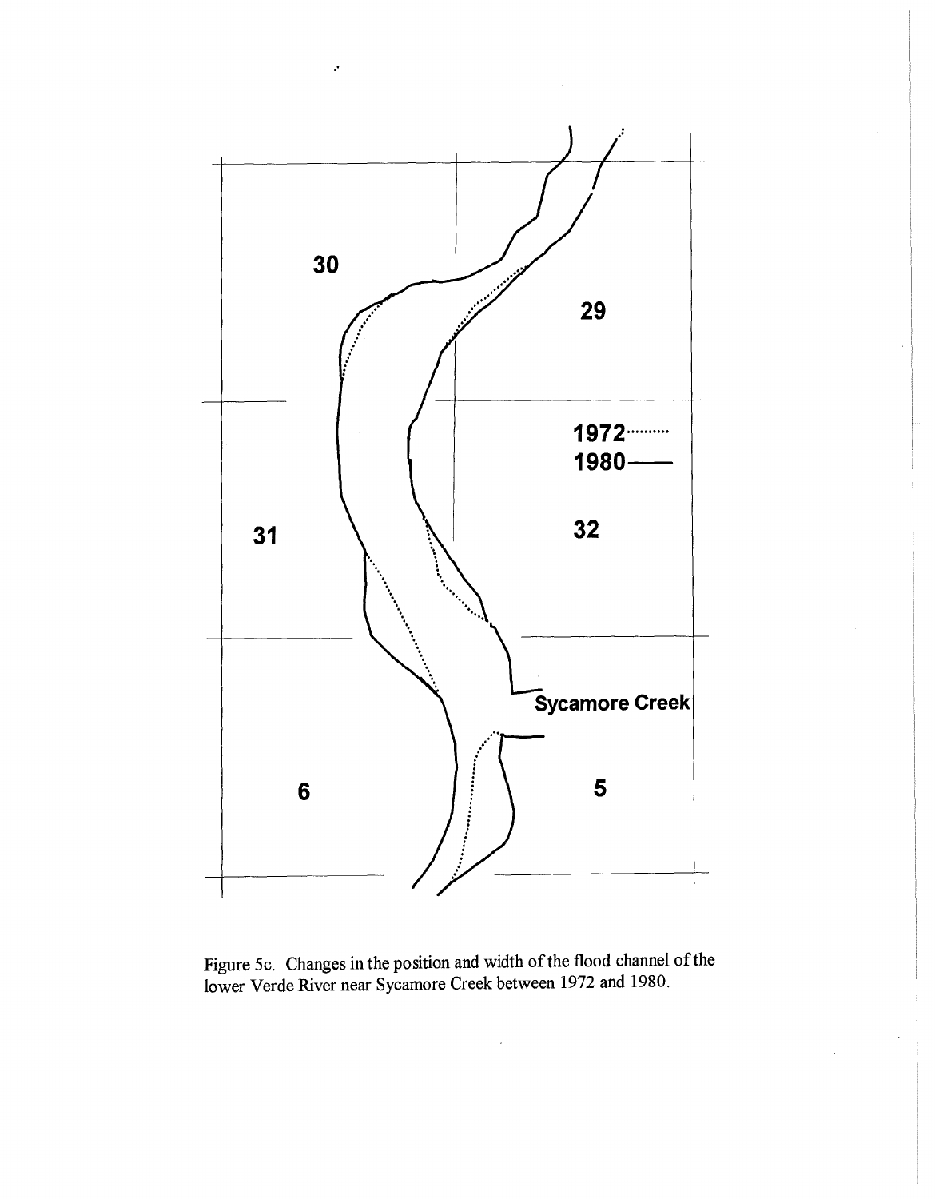Figure 5c. Changes in the position and width of the flood channel of the lower Verde River near Sycamore Creek between 1972 and 1980.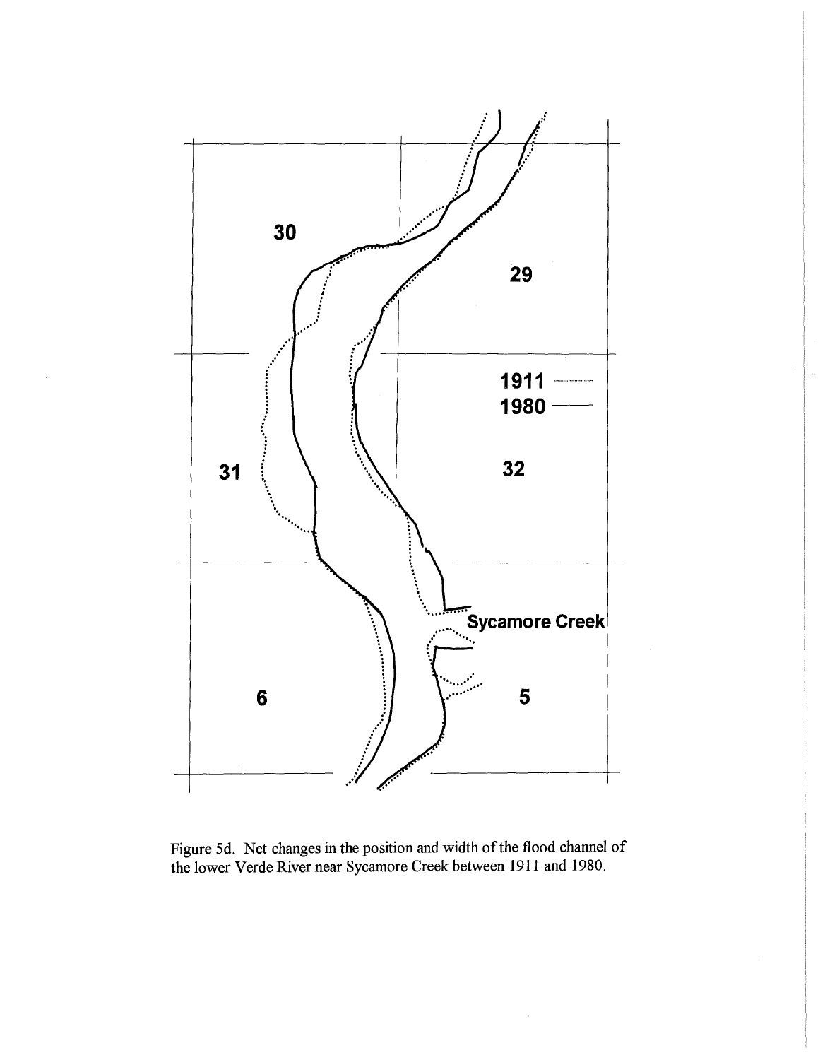Figure 5d. Net changes in the position and width of the flood channel of the lower Verde River near Sycamore Creek between 1911 and 1980.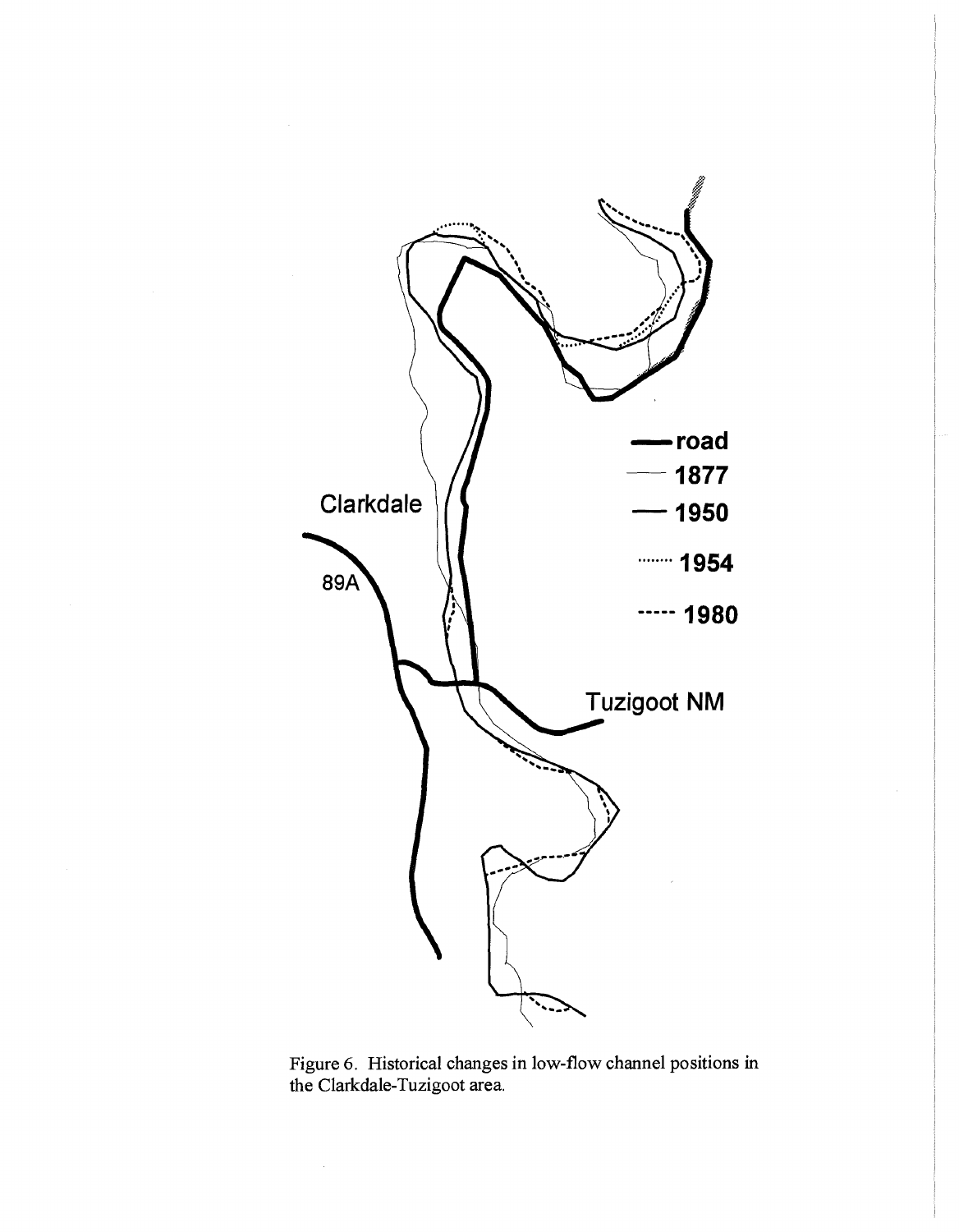Figure 6. Historical changes in low-flow channel positions in the Clarkdale-Tuzigoot area.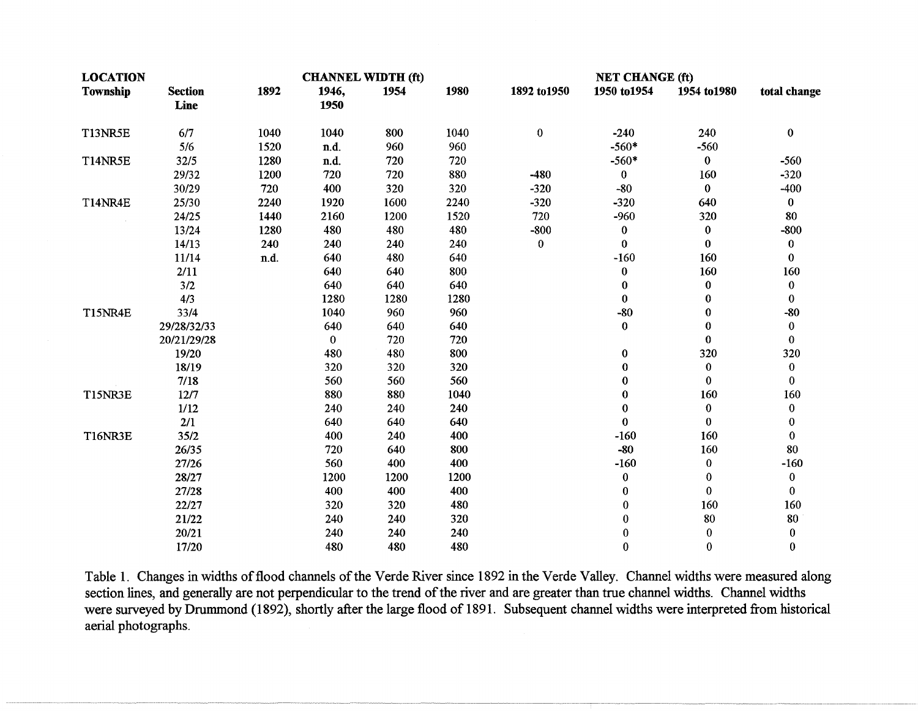| LOCATION | | CHANNEL WIDTH (ft) | | | | NET CHANGE (ft) | | | |
|---|---|---|---|---|---|---|---|---|---|
| Township | Section Line | 1892 | 1946, 1950 | 1954 | 1980 | 1892 to1950 | 1950 to1954 | 1954 to1980 | total change |
| T13NR5E | 6/7 | 1040 | 1040 | 800 | 1040 | 0 | -240 | 240 | 0 |
| | 5/6 | 1520 | n.d. | 960 | 960 | | -560* | -560 | |
| T14NR5E | 32/5 | 1280 | n.d. | 720 | 720 | | -560* | 0 | -560 |
| | 29/32 | 1200 | 720 | 720 | 880 | -480 | 0 | 160 | -320 |
| | 30/29 | 720 | 400 | 320 | 320 | -320 | -80 | 0 | -400 |
| T14NR4E | 25/30 | 2240 | 1920 | 1600 | 2240 | -320 | -320 | 640 | 0 |
| | 24/25 | 1440 | 2160 | 1200 | 1520 | 720 | -960 | 320 | 80 |
| | 13/24 | 1280 | 480 | 480 | 480 | -800 | 0 | 0 | -800 |
| | 14/13 | 240 | 240 | 240 | 240 | 0 | 0 | 0 | 0 |
| | 11/14 | n.d. | 640 | 480 | 640 | | -160 | 160 | 0 |
| | 2/11 | | 640 | 640 | 800 | | 0 | 160 | 160 |
| | 3/2 | | 640 | 640 | 640 | | 0 | 0 | 0 |
| | 4/3 | | 1280 | 1280 | 1280 | | 0 | 0 | 0 |
| T15NR4E | 33/4 | | 1040 | 960 | 960 | | -80 | 0 | -80 |
| | 29/28/32/33 | | 640 | 640 | 640 | | 0 | 0 | 0 |
| | 20/21/29/28 | | 0 | 720 | 720 | | | 0 | 0 |
| | 19/20 | | 480 | 480 | 800 | | 0 | 320 | 320 |
| | 18/19 | | 320 | 320 | 320 | | 0 | 0 | 0 |
| | 7/18 | | 560 | 560 | 560 | | 0 | 0 | 0 |
| T15NR3E | 12/7 | | 880 | 880 | 1040 | | 0 | 160 | 160 |
| | 1/12 | | 240 | 240 | 240 | | 0 | 0 | 0 |
| | 2/1 | | 640 | 640 | 640 | | 0 | 0 | 0 |
| T16NR3E | 35/2 | | 400 | 240 | 400 | | -160 | 160 | 0 |
| | 26/35 | | 720 | 640 | 800 | | -80 | 160 | 80 |
| | 27/26 | | 560 | 400 | 400 | | -160 | 0 | -160 |
| | 28/27 | | 1200 | 1200 | 1200 | | 0 | 0 | 0 |
| | 27/28 | | 400 | 400 | 400 | | 0 | 0 | 0 |
| | 22/27 | | 320 | 320 | 480 | | 0 | 160 | 160 |
| | 21/22 | | 240 | 240 | 320 | | 0 | 80 | 80 |
| | 20/21 | | 240 | 240 | 240 | | 0 | 0 | 0 |
| | 17/20 | | 480 | 480 | 480 | | 0 | 0 | 0 |

Table 1. Changes in widths of flood channels of the Verde River since 1892 in the Verde Valley. Channel widths were measured along section lines, and generally are not perpendicular to the trend of the river and are greater than true channel widths. Channel widths were surveyed by Drummond (1892), shortly after the large flood of 1891. Subsequent channel widths were interpreted from historical aerial photographs.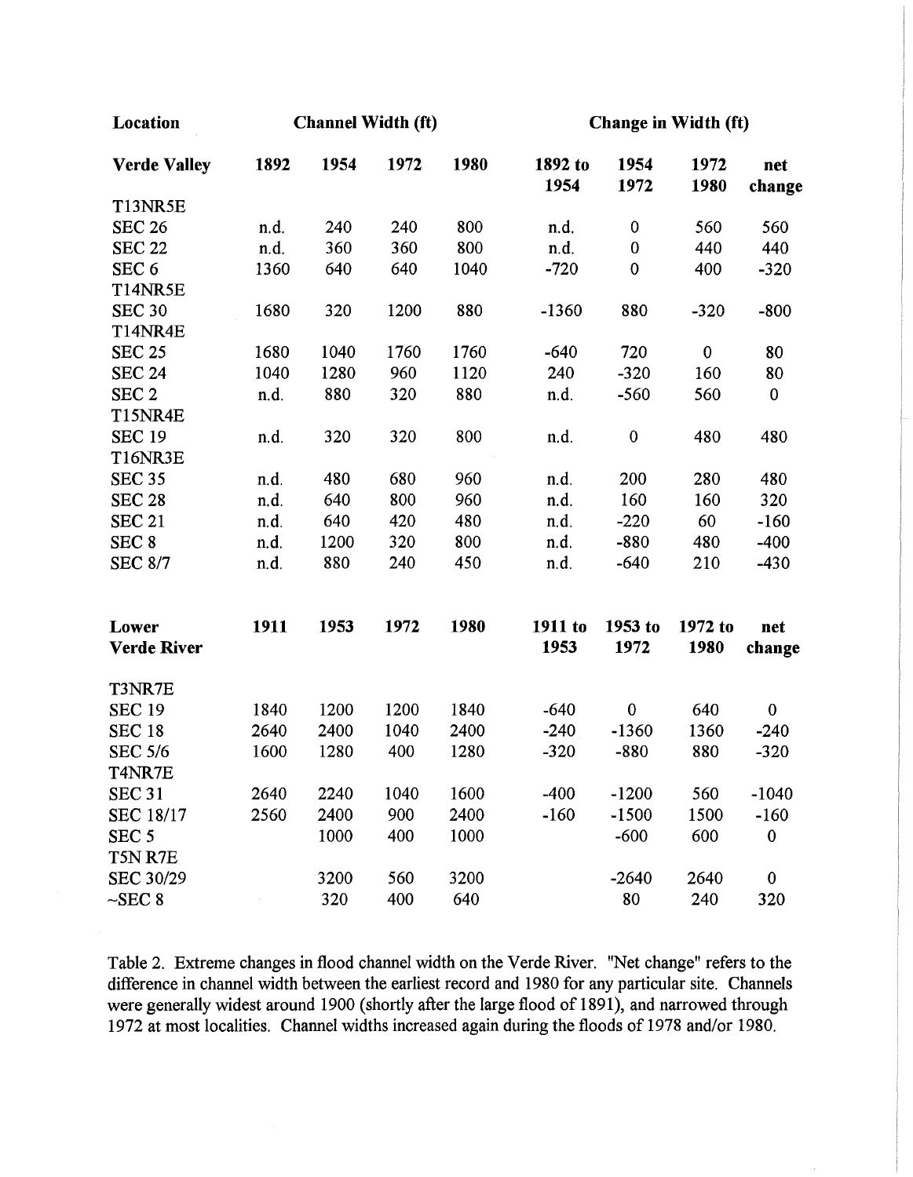| Location | Channel Width (ft) | | | | Change in Width (ft) | | | |
|---|---|---|---|---|---|---|---|---|
| **Verde Valley** | **1892** | **1954** | **1972** | **1980** | **1892 to 1954** | **1954 1972** | **1972 1980** | **net change** |
| T13NR5E | | | | | | | | |
| SEC 26 | n.d. | 240 | 240 | 800 | n.d. | 0 | 560 | 560 |
| SEC 22 | n.d. | 360 | 360 | 800 | n.d. | 0 | 440 | 440 |
| SEC 6 | 1360 | 640 | 640 | 1040 | -720 | 0 | 400 | -320 |
| T14NR5E | | | | | | | | |
| SEC 30 | 1680 | 320 | 1200 | 880 | -1360 | 880 | -320 | -800 |
| T14NR4E | | | | | | | | |
| SEC 25 | 1680 | 1040 | 1760 | 1760 | -640 | 720 | 0 | 80 |
| SEC 24 | 1040 | 1280 | 960 | 1120 | 240 | -320 | 160 | 80 |
| SEC 2 | n.d. | 880 | 320 | 880 | n.d. | -560 | 560 | 0 |
| T15NR4E | | | | | | | | |
| SEC 19 | n.d. | 320 | 320 | 800 | n.d. | 0 | 480 | 480 |
| T16NR3E | | | | | | | | |
| SEC 35 | n.d. | 480 | 680 | 960 | n.d. | 200 | 280 | 480 |
| SEC 28 | n.d. | 640 | 800 | 960 | n.d. | 160 | 160 | 320 |
| SEC 21 | n.d. | 640 | 420 | 480 | n.d. | -220 | 60 | -160 |
| SEC 8 | n.d. | 1200 | 320 | 800 | n.d. | -880 | 480 | -400 |
| SEC 8/7 | n.d. | 880 | 240 | 450 | n.d. | -640 | 210 | -430 |
| | | | | | | | | |
| **Lower Verde River** | **1911** | **1953** | **1972** | **1980** | **1911 to 1953** | **1953 to 1972** | **1972 to 1980** | **net change** |
| T3NR7E | | | | | | | | |
| SEC 19 | 1840 | 1200 | 1200 | 1840 | -640 | 0 | 640 | 0 |
| SEC 18 | 2640 | 2400 | 1040 | 2400 | -240 | -1360 | 1360 | -240 |
| SEC 5/6 | 1600 | 1280 | 400 | 1280 | -320 | -880 | 880 | -320 |
| T4NR7E | | | | | | | | |
| SEC 31 | 2640 | 2240 | 1040 | 1600 | -400 | -1200 | 560 | -1040 |
| SEC 18/17 | 2560 | 2400 | 900 | 2400 | -160 | -1500 | 1500 | -160 |
| SEC 5 | | 1000 | 400 | 1000 | | -600 | 600 | 0 |
| T5N R7E | | | | | | | | |
| SEC 30/29 | | 3200 | 560 | 3200 | | -2640 | 2640 | 0 |
| ~SEC 8 | | 320 | 400 | 640 | | 80 | 240 | 320 |

Table 2. Extreme changes in flood channel width on the Verde River. "Net change" refers to the difference in channel width between the earliest record and 1980 for any particular site. Channels were generally widest around 1900 (shortly after the large flood of 1891), and narrowed through 1972 at most localities. Channel widths increased again during the floods of 1978 and/or 1980.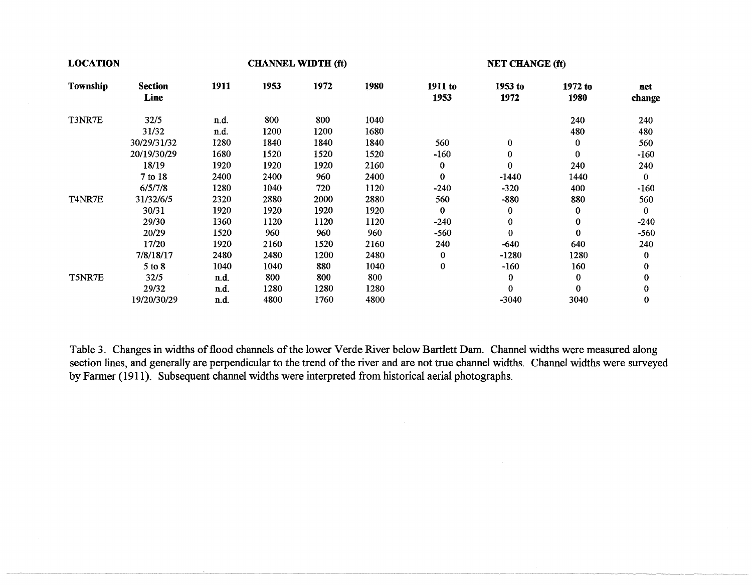| LOCATION | | CHANNEL WIDTH (ft) | | | | NET CHANGE (ft) | | | |
|---|---|---|---|---|---|---|---|---|---|
| **Township** | **Section Line** | **1911** | **1953** | **1972** | **1980** | **1911 to 1953** | **1953 to 1972** | **1972 to 1980** | **net change** |
| T3NR7E | 32/5 | n.d. | 800 | 800 | 1040 | | | 240 | 240 |
| | 31/32 | n.d. | 1200 | 1200 | 1680 | | | 480 | 480 |
| | 30/29/31/32 | 1280 | 1840 | 1840 | 1840 | 560 | 0 | 0 | 560 |
| | 20/19/30/29 | 1680 | 1520 | 1520 | 1520 | -160 | 0 | 0 | -160 |
| | 18/19 | 1920 | 1920 | 1920 | 2160 | 0 | 0 | 240 | 240 |
| | 7 to 18 | 2400 | 2400 | 960 | 2400 | 0 | -1440 | 1440 | 0 |
| | 6/5/7/8 | 1280 | 1040 | 720 | 1120 | -240 | -320 | 400 | -160 |
| T4NR7E | 31/32/6/5 | 2320 | 2880 | 2000 | 2880 | 560 | -880 | 880 | 560 |
| | 30/31 | 1920 | 1920 | 1920 | 1920 | 0 | 0 | 0 | 0 |
| | 29/30 | 1360 | 1120 | 1120 | 1120 | -240 | 0 | 0 | -240 |
| | 20/29 | 1520 | 960 | 960 | 960 | -560 | 0 | 0 | -560 |
| | 17/20 | 1920 | 2160 | 1520 | 2160 | 240 | -640 | 640 | 240 |
| | 7/8/18/17 | 2480 | 2480 | 1200 | 2480 | 0 | -1280 | 1280 | 0 |
| | 5 to 8 | 1040 | 1040 | 880 | 1040 | 0 | -160 | 160 | 0 |
| T5NR7E | 32/5 | n.d. | 800 | 800 | 800 | | 0 | 0 | 0 |
| | 29/32 | n.d. | 1280 | 1280 | 1280 | | 0 | 0 | 0 |
| | 19/20/30/29 | n.d. | 4800 | 1760 | 4800 | | -3040 | 3040 | 0 |

Table 3. Changes in widths of flood channels of the lower Verde River below Bartlett Dam. Channel widths were measured along section lines, and generally are perpendicular to the trend of the river and are not true channel widths. Channel widths were surveyed by Farmer (1911). Subsequent channel widths were interpreted from historical aerial photographs.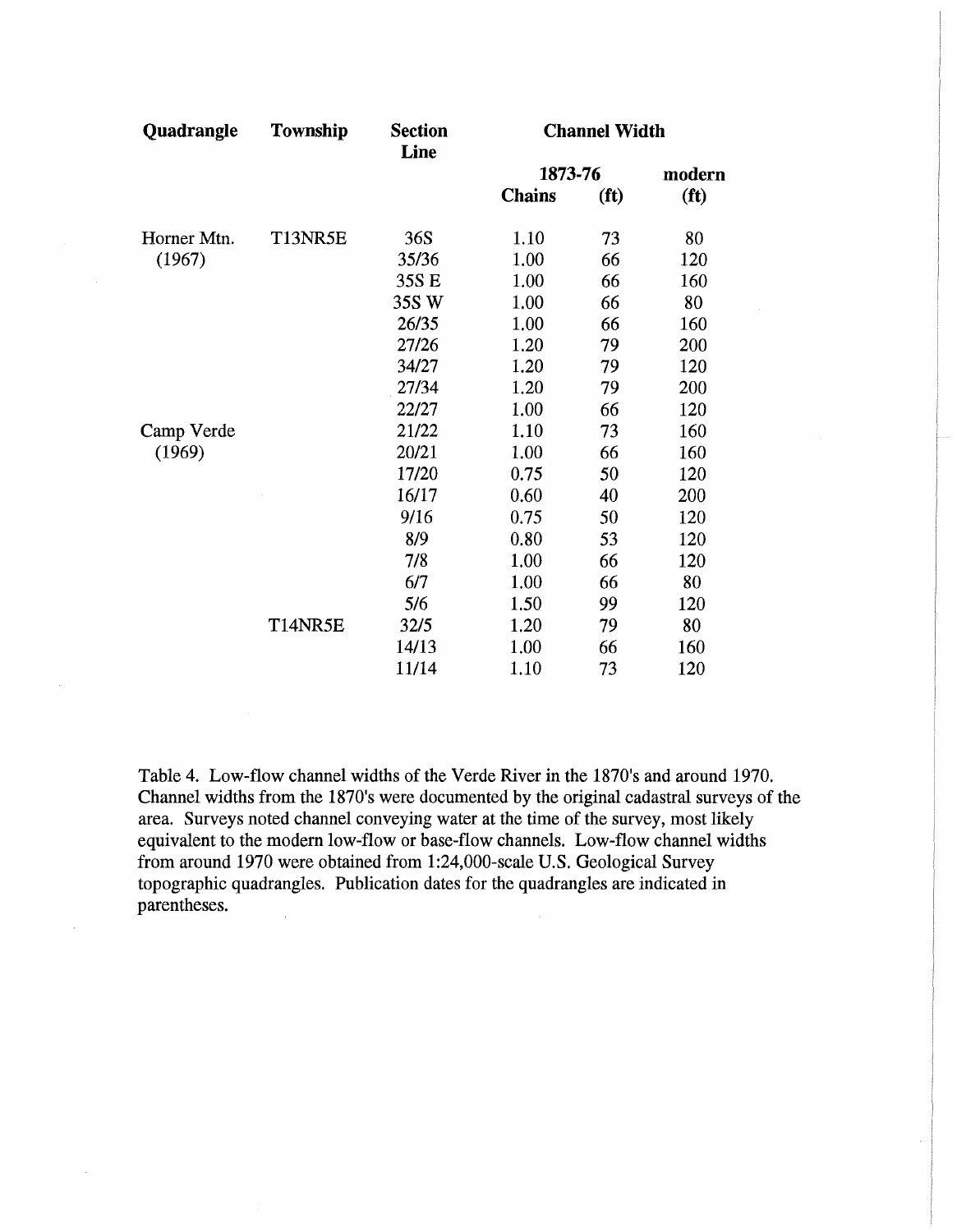| Quadrangle | Township | Section Line | Channel Width | | |
|---|---|---|---|---|---|
| | | | 1873-76 | | modern |
| | | | Chains | (ft) | (ft) |
| Horner Mtn. (1967) | T13NR5E | 36S | 1.10 | 73 | 80 |
| | | 35/36 | 1.00 | 66 | 120 |
| | | 35S E | 1.00 | 66 | 160 |
| | | 35S W | 1.00 | 66 | 80 |
| | | 26/35 | 1.00 | 66 | 160 |
| | | 27/26 | 1.20 | 79 | 200 |
| | | 34/27 | 1.20 | 79 | 120 |
| | | 27/34 | 1.20 | 79 | 200 |
| | | 22/27 | 1.00 | 66 | 120 |
| Camp Verde (1969) | | 21/22 | 1.10 | 73 | 160 |
| | | 20/21 | 1.00 | 66 | 160 |
| | | 17/20 | 0.75 | 50 | 120 |
| | | 16/17 | 0.60 | 40 | 200 |
| | | 9/16 | 0.75 | 50 | 120 |
| | | 8/9 | 0.80 | 53 | 120 |
| | | 7/8 | 1.00 | 66 | 120 |
| | | 6/7 | 1.00 | 66 | 80 |
| | | 5/6 | 1.50 | 99 | 120 |
| | T14NR5E | 32/5 | 1.20 | 79 | 80 |
| | | 14/13 | 1.00 | 66 | 160 |
| | | 11/14 | 1.10 | 73 | 120 |

Table 4. Low-flow channel widths of the Verde River in the 1870's and around 1970. Channel widths from the 1870's were documented by the original cadastral surveys of the area. Surveys noted channel conveying water at the time of the survey, most likely equivalent to the modern low-flow or base-flow channels. Low-flow channel widths from around 1970 were obtained from 1:24,000-scale U.S. Geological Survey topographic quadrangles. Publication dates for the quadrangles are indicated in parentheses.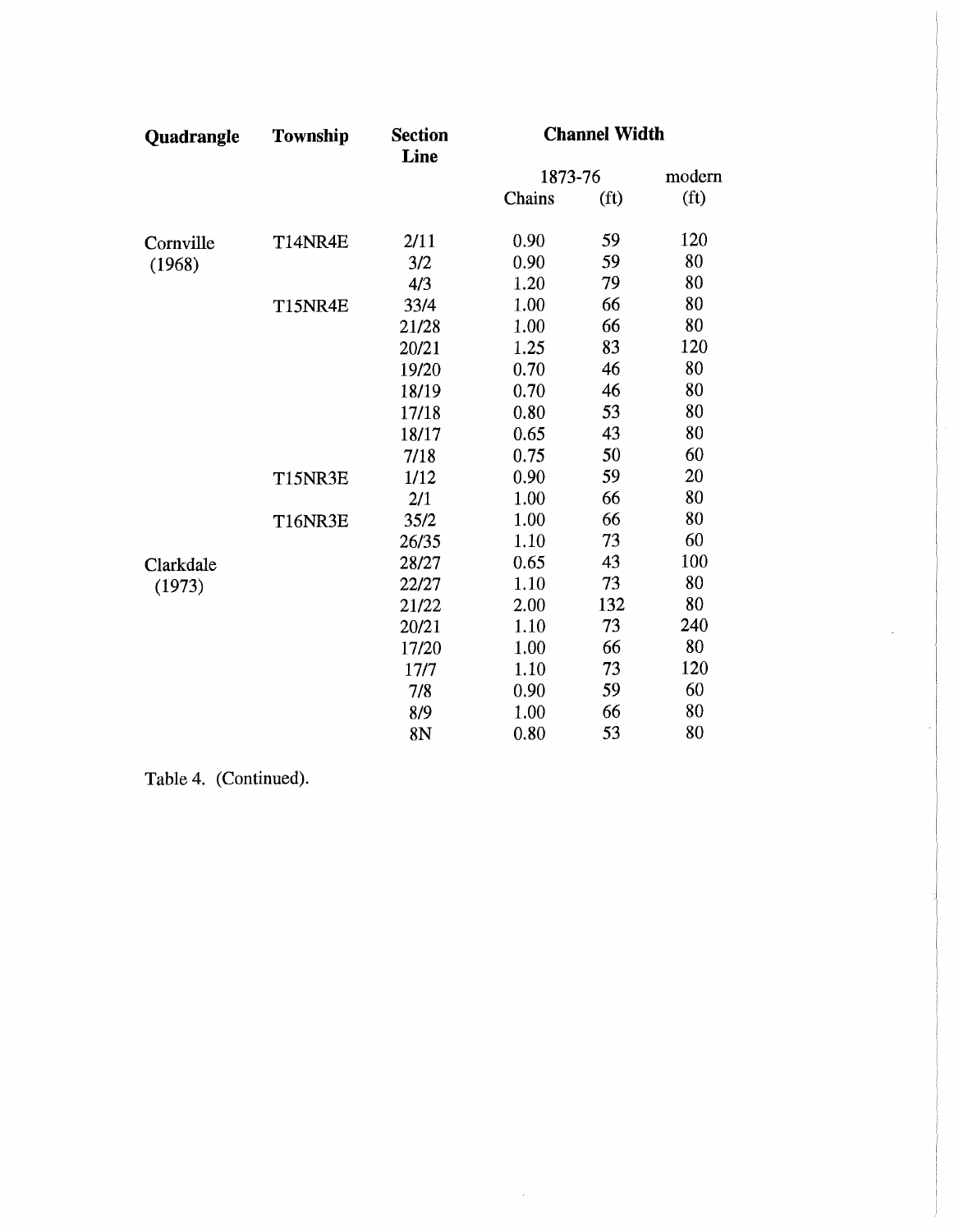| Quadrangle | Township | Section Line | Channel Width | | |
|---|---|---|---|---|---|
| | | | 1873-76 | | modern |
| | | | Chains | (ft) | (ft) |
| Cornville (1968) | T14NR4E | 2/11 | 0.90 | 59 | 120 |
| | | 3/2 | 0.90 | 59 | 80 |
| | | 4/3 | 1.20 | 79 | 80 |
| | T15NR4E | 33/4 | 1.00 | 66 | 80 |
| | | 21/28 | 1.00 | 66 | 80 |
| | | 20/21 | 1.25 | 83 | 120 |
| | | 19/20 | 0.70 | 46 | 80 |
| | | 18/19 | 0.70 | 46 | 80 |
| | | 17/18 | 0.80 | 53 | 80 |
| | | 18/17 | 0.65 | 43 | 80 |
| | | 7/18 | 0.75 | 50 | 60 |
| | T15NR3E | 1/12 | 0.90 | 59 | 20 |
| | | 2/1 | 1.00 | 66 | 80 |
| | T16NR3E | 35/2 | 1.00 | 66 | 80 |
| | | 26/35 | 1.10 | 73 | 60 |
| Clarkdale (1973) | | 28/27 | 0.65 | 43 | 100 |
| | | 22/27 | 1.10 | 73 | 80 |
| | | 21/22 | 2.00 | 132 | 80 |
| | | 20/21 | 1.10 | 73 | 240 |
| | | 17/20 | 1.00 | 66 | 80 |
| | | 17/7 | 1.10 | 73 | 120 |
| | | 7/8 | 0.90 | 59 | 60 |
| | | 8/9 | 1.00 | 66 | 80 |
| | | 8N | 0.80 | 53 | 80 |

Table 4. (Continued).